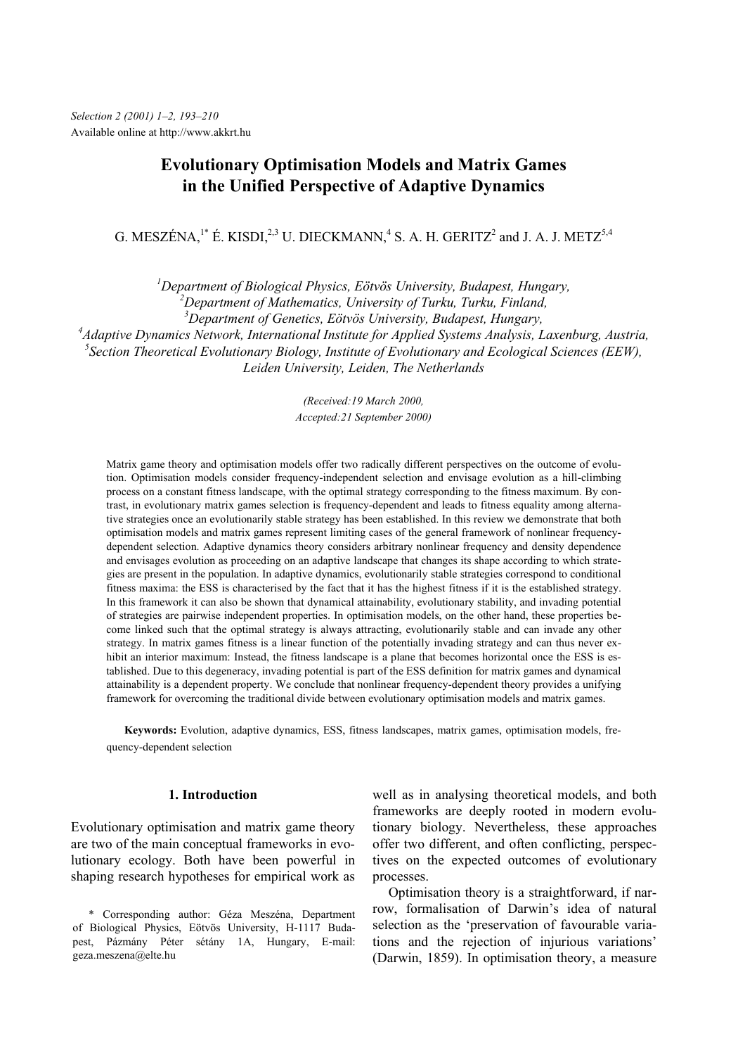*Selection 2 (2001) 1–2, 193–210*
Available online at http://www.akkrt.hu

# Evolutionary Optimisation Models and Matrix Games in the Unified Perspective of Adaptive Dynamics

G. MESZÉNA,[1*] É. KISDI,[2,3] U. DIECKMANN,[4] S. A. H. GERITZ[2] and J. A. J. METZ[5,4]

[1]*Department of Biological Physics, Eötvös University, Budapest, Hungary,*
[2]*Department of Mathematics, University of Turku, Turku, Finland,*
[3]*Department of Genetics, Eötvös University, Budapest, Hungary,*
[4]*Adaptive Dynamics Network, International Institute for Applied Systems Analysis, Laxenburg, Austria,*
[5]*Section Theoretical Evolutionary Biology, Institute of Evolutionary and Ecological Sciences (EEW), Leiden University, Leiden, The Netherlands*

*(Received:19 March 2000,*
*Accepted:21 September 2000)*

Matrix game theory and optimisation models offer two radically different perspectives on the outcome of evolution. Optimisation models consider frequency-independent selection and envisage evolution as a hill-climbing process on a constant fitness landscape, with the optimal strategy corresponding to the fitness maximum. By contrast, in evolutionary matrix games selection is frequency-dependent and leads to fitness equality among alternative strategies once an evolutionarily stable strategy has been established. In this review we demonstrate that both optimisation models and matrix games represent limiting cases of the general framework of nonlinear frequency-dependent selection. Adaptive dynamics theory considers arbitrary nonlinear frequency and density dependence and envisages evolution as proceeding on an adaptive landscape that changes its shape according to which strategies are present in the population. In adaptive dynamics, evolutionarily stable strategies correspond to conditional fitness maxima: the ESS is characterised by the fact that it has the highest fitness if it is the established strategy. In this framework it can also be shown that dynamical attainability, evolutionary stability, and invading potential of strategies are pairwise independent properties. In optimisation models, on the other hand, these properties become linked such that the optimal strategy is always attracting, evolutionarily stable and can invade any other strategy. In matrix games fitness is a linear function of the potentially invading strategy and can thus never exhibit an interior maximum: Instead, the fitness landscape is a plane that becomes horizontal once the ESS is established. Due to this degeneracy, invading potential is part of the ESS definition for matrix games and dynamical attainability is a dependent property. We conclude that nonlinear frequency-dependent theory provides a unifying framework for overcoming the traditional divide between evolutionary optimisation models and matrix games.

**Keywords:** Evolution, adaptive dynamics, ESS, fitness landscapes, matrix games, optimisation models, frequency-dependent selection

## 1. Introduction

Evolutionary optimisation and matrix game theory are two of the main conceptual frameworks in evolutionary ecology. Both have been powerful in shaping research hypotheses for empirical work as well as in analysing theoretical models, and both frameworks are deeply rooted in modern evolutionary biology. Nevertheless, these approaches offer two different, and often conflicting, perspectives on the expected outcomes of evolutionary processes.

Optimisation theory is a straightforward, if narrow, formalisation of Darwin's idea of natural selection as the 'preservation of favourable variations and the rejection of injurious variations' (Darwin, 1859). In optimisation theory, a measure

\* Corresponding author: Géza Meszéna, Department of Biological Physics, Eötvös University, H-1117 Budapest, Pázmány Péter sétány 1A, Hungary, E-mail: geza.meszena@elte.hu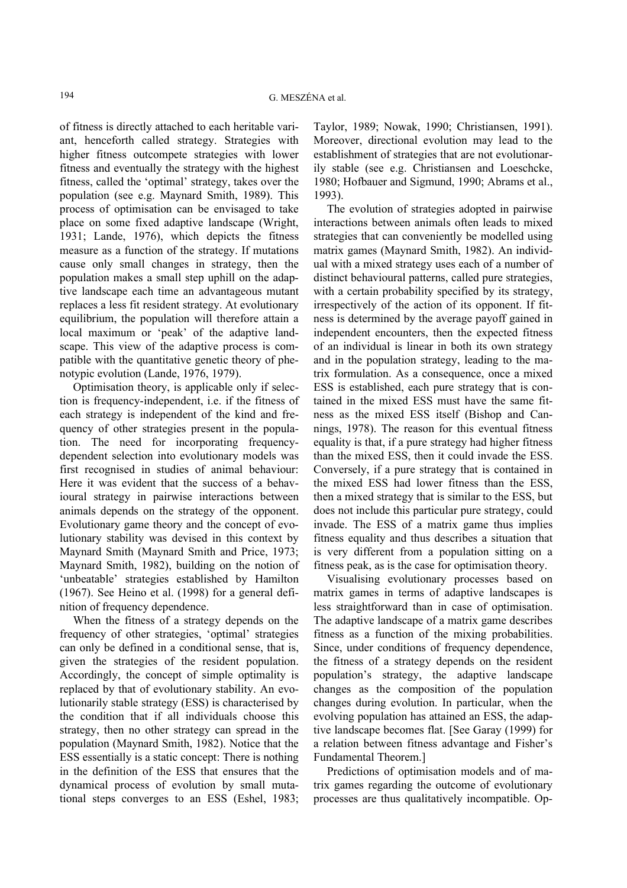of fitness is directly attached to each heritable variant, henceforth called strategy. Strategies with higher fitness outcompete strategies with lower fitness and eventually the strategy with the highest fitness, called the 'optimal' strategy, takes over the population (see e.g. Maynard Smith, 1989). This process of optimisation can be envisaged to take place on some fixed adaptive landscape (Wright, 1931; Lande, 1976), which depicts the fitness measure as a function of the strategy. If mutations cause only small changes in strategy, then the population makes a small step uphill on the adaptive landscape each time an advantageous mutant replaces a less fit resident strategy. At evolutionary equilibrium, the population will therefore attain a local maximum or 'peak' of the adaptive landscape. This view of the adaptive process is compatible with the quantitative genetic theory of phenotypic evolution (Lande, 1976, 1979).

Optimisation theory, is applicable only if selection is frequency-independent, i.e. if the fitness of each strategy is independent of the kind and frequency of other strategies present in the population. The need for incorporating frequency-dependent selection into evolutionary models was first recognised in studies of animal behaviour: Here it was evident that the success of a behavioural strategy in pairwise interactions between animals depends on the strategy of the opponent. Evolutionary game theory and the concept of evolutionary stability was devised in this context by Maynard Smith (Maynard Smith and Price, 1973; Maynard Smith, 1982), building on the notion of 'unbeatable' strategies established by Hamilton (1967). See Heino et al. (1998) for a general definition of frequency dependence.

When the fitness of a strategy depends on the frequency of other strategies, 'optimal' strategies can only be defined in a conditional sense, that is, given the strategies of the resident population. Accordingly, the concept of simple optimality is replaced by that of evolutionary stability. An evolutionarily stable strategy (ESS) is characterised by the condition that if all individuals choose this strategy, then no other strategy can spread in the population (Maynard Smith, 1982). Notice that the ESS essentially is a static concept: There is nothing in the definition of the ESS that ensures that the dynamical process of evolution by small mutational steps converges to an ESS (Eshel, 1983; Taylor, 1989; Nowak, 1990; Christiansen, 1991). Moreover, directional evolution may lead to the establishment of strategies that are not evolutionarily stable (see e.g. Christiansen and Loeschcke, 1980; Hofbauer and Sigmund, 1990; Abrams et al., 1993).

The evolution of strategies adopted in pairwise interactions between animals often leads to mixed strategies that can conveniently be modelled using matrix games (Maynard Smith, 1982). An individual with a mixed strategy uses each of a number of distinct behavioural patterns, called pure strategies, with a certain probability specified by its strategy, irrespectively of the action of its opponent. If fitness is determined by the average payoff gained in independent encounters, then the expected fitness of an individual is linear in both its own strategy and in the population strategy, leading to the matrix formulation. As a consequence, once a mixed ESS is established, each pure strategy that is contained in the mixed ESS must have the same fitness as the mixed ESS itself (Bishop and Cannings, 1978). The reason for this eventual fitness equality is that, if a pure strategy had higher fitness than the mixed ESS, then it could invade the ESS. Conversely, if a pure strategy that is contained in the mixed ESS had lower fitness than the ESS, then a mixed strategy that is similar to the ESS, but does not include this particular pure strategy, could invade. The ESS of a matrix game thus implies fitness equality and thus describes a situation that is very different from a population sitting on a fitness peak, as is the case for optimisation theory.

Visualising evolutionary processes based on matrix games in terms of adaptive landscapes is less straightforward than in case of optimisation. The adaptive landscape of a matrix game describes fitness as a function of the mixing probabilities. Since, under conditions of frequency dependence, the fitness of a strategy depends on the resident population's strategy, the adaptive landscape changes as the composition of the population changes during evolution. In particular, when the evolving population has attained an ESS, the adaptive landscape becomes flat. [See Garay (1999) for a relation between fitness advantage and Fisher's Fundamental Theorem.]

Predictions of optimisation models and of matrix games regarding the outcome of evolutionary processes are thus qualitatively incompatible. Op-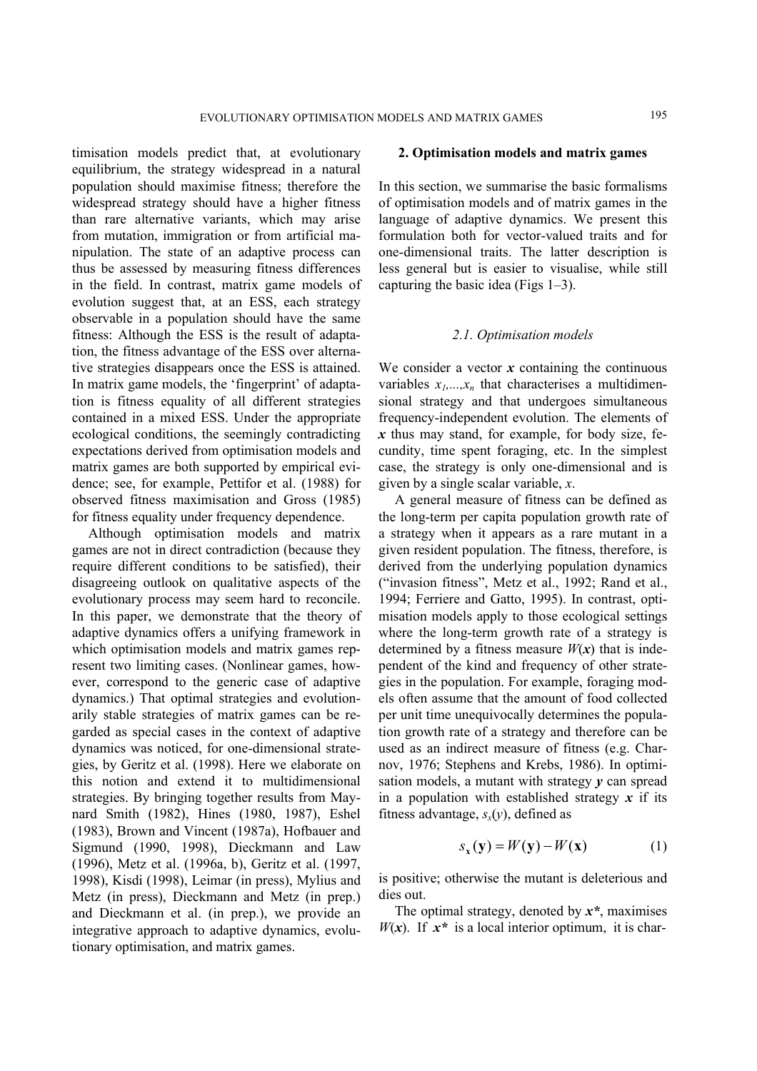timisation models predict that, at evolutionary equilibrium, the strategy widespread in a natural population should maximise fitness; therefore the widespread strategy should have a higher fitness than rare alternative variants, which may arise from mutation, immigration or from artificial manipulation. The state of an adaptive process can thus be assessed by measuring fitness differences in the field. In contrast, matrix game models of evolution suggest that, at an ESS, each strategy observable in a population should have the same fitness: Although the ESS is the result of adaptation, the fitness advantage of the ESS over alternative strategies disappears once the ESS is attained. In matrix game models, the 'fingerprint' of adaptation is fitness equality of all different strategies contained in a mixed ESS. Under the appropriate ecological conditions, the seemingly contradicting expectations derived from optimisation models and matrix games are both supported by empirical evidence; see, for example, Pettifor et al. (1988) for observed fitness maximisation and Gross (1985) for fitness equality under frequency dependence.

Although optimisation models and matrix games are not in direct contradiction (because they require different conditions to be satisfied), their disagreeing outlook on qualitative aspects of the evolutionary process may seem hard to reconcile. In this paper, we demonstrate that the theory of adaptive dynamics offers a unifying framework in which optimisation models and matrix games represent two limiting cases. (Nonlinear games, however, correspond to the generic case of adaptive dynamics.) That optimal strategies and evolutionarily stable strategies of matrix games can be regarded as special cases in the context of adaptive dynamics was noticed, for one-dimensional strategies, by Geritz et al. (1998). Here we elaborate on this notion and extend it to multidimensional strategies. By bringing together results from Maynard Smith (1982), Hines (1980, 1987), Eshel (1983), Brown and Vincent (1987a), Hofbauer and Sigmund (1990, 1998), Dieckmann and Law (1996), Metz et al. (1996a, b), Geritz et al. (1997, 1998), Kisdi (1998), Leimar (in press), Mylius and Metz (in press), Dieckmann and Metz (in prep.) and Dieckmann et al. (in prep.), we provide an integrative approach to adaptive dynamics, evolutionary optimisation, and matrix games.

## 2. Optimisation models and matrix games

In this section, we summarise the basic formalisms of optimisation models and of matrix games in the language of adaptive dynamics. We present this formulation both for vector-valued traits and for one-dimensional traits. The latter description is less general but is easier to visualise, while still capturing the basic idea (Figs 1–3).

### *2.1. Optimisation models*

We consider a vector $\boldsymbol{x}$ containing the continuous variables $x_1,\dots,x_n$ that characterises a multidimensional strategy and that undergoes simultaneous frequency-independent evolution. The elements of $\boldsymbol{x}$ thus may stand, for example, for body size, fecundity, time spent foraging, etc. In the simplest case, the strategy is only one-dimensional and is given by a single scalar variable, $x$.

A general measure of fitness can be defined as the long-term per capita population growth rate of a strategy when it appears as a rare mutant in a given resident population. The fitness, therefore, is derived from the underlying population dynamics ("invasion fitness", Metz et al., 1992; Rand et al., 1994; Ferriere and Gatto, 1995). In contrast, optimisation models apply to those ecological settings where the long-term growth rate of a strategy is determined by a fitness measure $W(\boldsymbol{x})$ that is independent of the kind and frequency of other strategies in the population. For example, foraging models often assume that the amount of food collected per unit time unequivocally determines the population growth rate of a strategy and therefore can be used as an indirect measure of fitness (e.g. Charnov, 1976; Stephens and Krebs, 1986). In optimisation models, a mutant with strategy $\boldsymbol{y}$ can spread in a population with established strategy $\boldsymbol{x}$ if its fitness advantage, $s_x(y)$, defined as

$$s_{\mathbf{x}}(\mathbf{y}) = W(\mathbf{y}) - W(\mathbf{x}) \tag{1}$$

is positive; otherwise the mutant is deleterious and dies out.

The optimal strategy, denoted by $\boldsymbol{x}^*$, maximises $W(\boldsymbol{x})$. If $\boldsymbol{x}^*$ is a local interior optimum, it is char-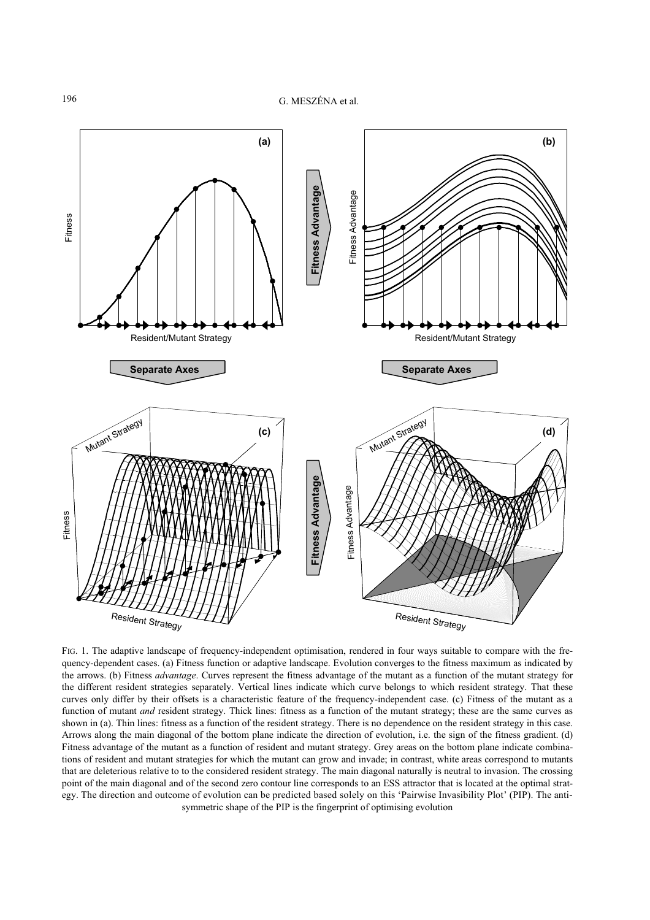FIG. 1. The adaptive landscape of frequency-independent optimisation, rendered in four ways suitable to compare with the frequency-dependent cases. (a) Fitness function or adaptive landscape. Evolution converges to the fitness maximum as indicated by the arrows. (b) Fitness *advantage*. Curves represent the fitness advantage of the mutant as a function of the mutant strategy for the different resident strategies separately. Vertical lines indicate which curve belongs to which resident strategy. That these curves only differ by their offsets is a characteristic feature of the frequency-independent case. (c) Fitness of the mutant as a function of mutant *and* resident strategy. Thick lines: fitness as a function of the mutant strategy; these are the same curves as shown in (a). Thin lines: fitness as a function of the resident strategy. There is no dependence on the resident strategy in this case. Arrows along the main diagonal of the bottom plane indicate the direction of evolution, i.e. the sign of the fitness gradient. (d) Fitness advantage of the mutant as a function of resident and mutant strategy. Grey areas on the bottom plane indicate combinations of resident and mutant strategies for which the mutant can grow and invade; in contrast, white areas correspond to mutants that are deleterious relative to to the considered resident strategy. The main diagonal naturally is neutral to invasion. The crossing point of the main diagonal and of the second zero contour line corresponds to an ESS attractor that is located at the optimal strategy. The direction and outcome of evolution can be predicted based solely on this 'Pairwise Invasibility Plot' (PIP). The anti-symmetric shape of the PIP is the fingerprint of optimising evolution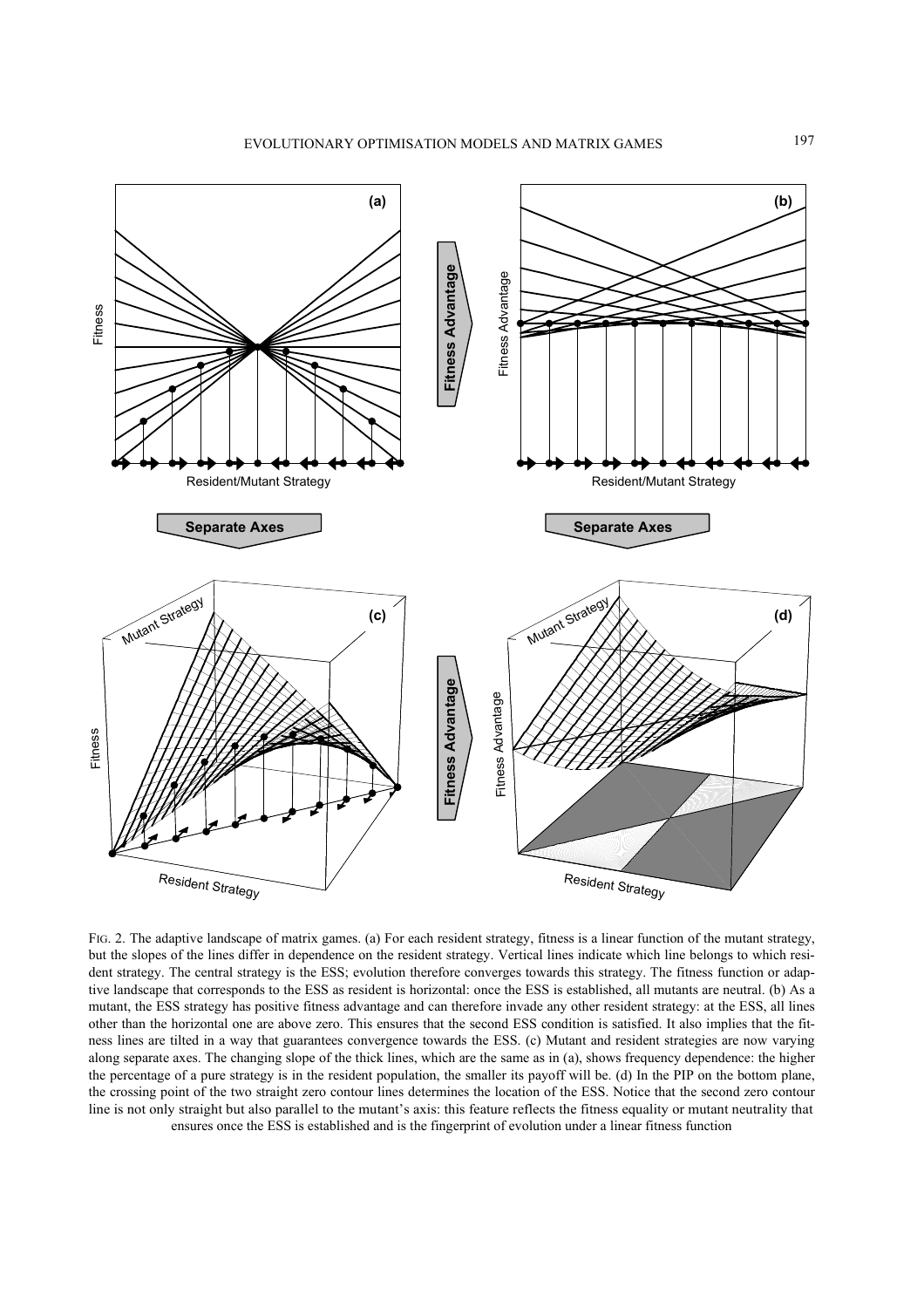FIG. 2. The adaptive landscape of matrix games. (a) For each resident strategy, fitness is a linear function of the mutant strategy, but the slopes of the lines differ in dependence on the resident strategy. Vertical lines indicate which line belongs to which resident strategy. The central strategy is the ESS; evolution therefore converges towards this strategy. The fitness function or adaptive landscape that corresponds to the ESS as resident is horizontal: once the ESS is established, all mutants are neutral. (b) As a mutant, the ESS strategy has positive fitness advantage and can therefore invade any other resident strategy: at the ESS, all lines other than the horizontal one are above zero. This ensures that the second ESS condition is satisfied. It also implies that the fitness lines are tilted in a way that guarantees convergence towards the ESS. (c) Mutant and resident strategies are now varying along separate axes. The changing slope of the thick lines, which are the same as in (a), shows frequency dependence: the higher the percentage of a pure strategy is in the resident population, the smaller its payoff will be. (d) In the PIP on the bottom plane, the crossing point of the two straight zero contour lines determines the location of the ESS. Notice that the second zero contour line is not only straight but also parallel to the mutant's axis: this feature reflects the fitness equality or mutant neutrality that ensures once the ESS is established and is the fingerprint of evolution under a linear fitness function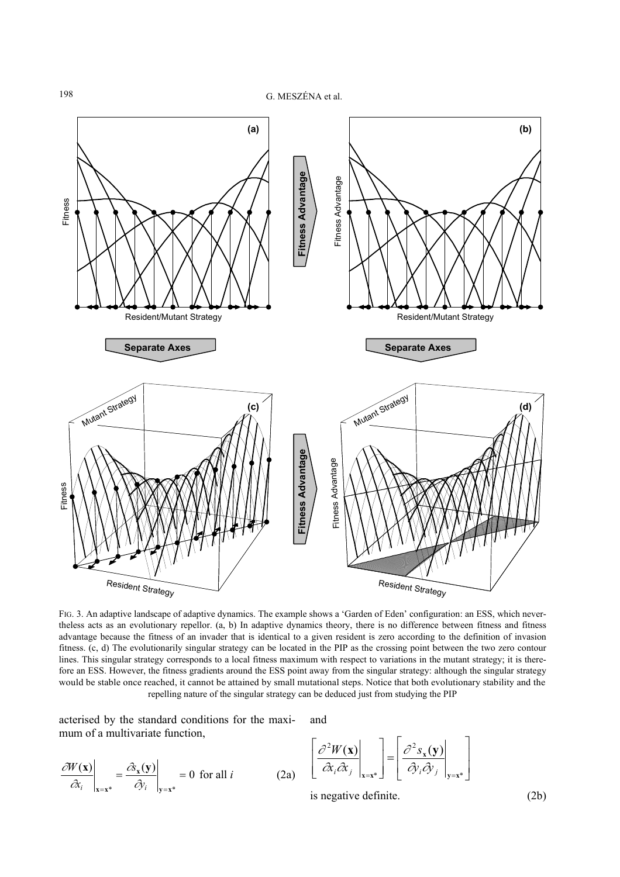FIG. 3. An adaptive landscape of adaptive dynamics. The example shows a 'Garden of Eden' configuration: an ESS, which nevertheless acts as an evolutionary repellor. (a, b) In adaptive dynamics theory, there is no difference between fitness and fitness advantage because the fitness of an invader that is identical to a given resident is zero according to the definition of invasion fitness. (c, d) The evolutionarily singular strategy can be located in the PIP as the crossing point between the two zero contour lines. This singular strategy corresponds to a local fitness maximum with respect to variations in the mutant strategy; it is therefore an ESS. However, the fitness gradients around the ESS point away from the singular strategy: although the singular strategy would be stable once reached, it cannot be attained by small mutational steps. Notice that both evolutionary stability and the repelling nature of the singular strategy can be deduced just from studying the PIP

acterised by the standard conditions for the maximum of a multivariate function,

$$\left.\frac{\partial W(\mathbf{x})}{\partial x_i}\right|_{\mathbf{x}=\mathbf{x}^*} = \left.\frac{\partial s_{\mathbf{x}}(\mathbf{y})}{\partial y_i}\right|_{\mathbf{y}=\mathbf{x}^*} = 0 \text{ for all } i \qquad (2a)$$

and

$$\left[\left.\frac{\partial^2 W(\mathbf{x})}{\partial x_i \partial x_j}\right|_{\mathbf{x}=\mathbf{x}^*}\right] = \left[\left.\frac{\partial^2 s_{\mathbf{x}}(\mathbf{y})}{\partial y_i \partial y_j}\right|_{\mathbf{y}=\mathbf{x}^*}\right]$$

is negative definite. (2b)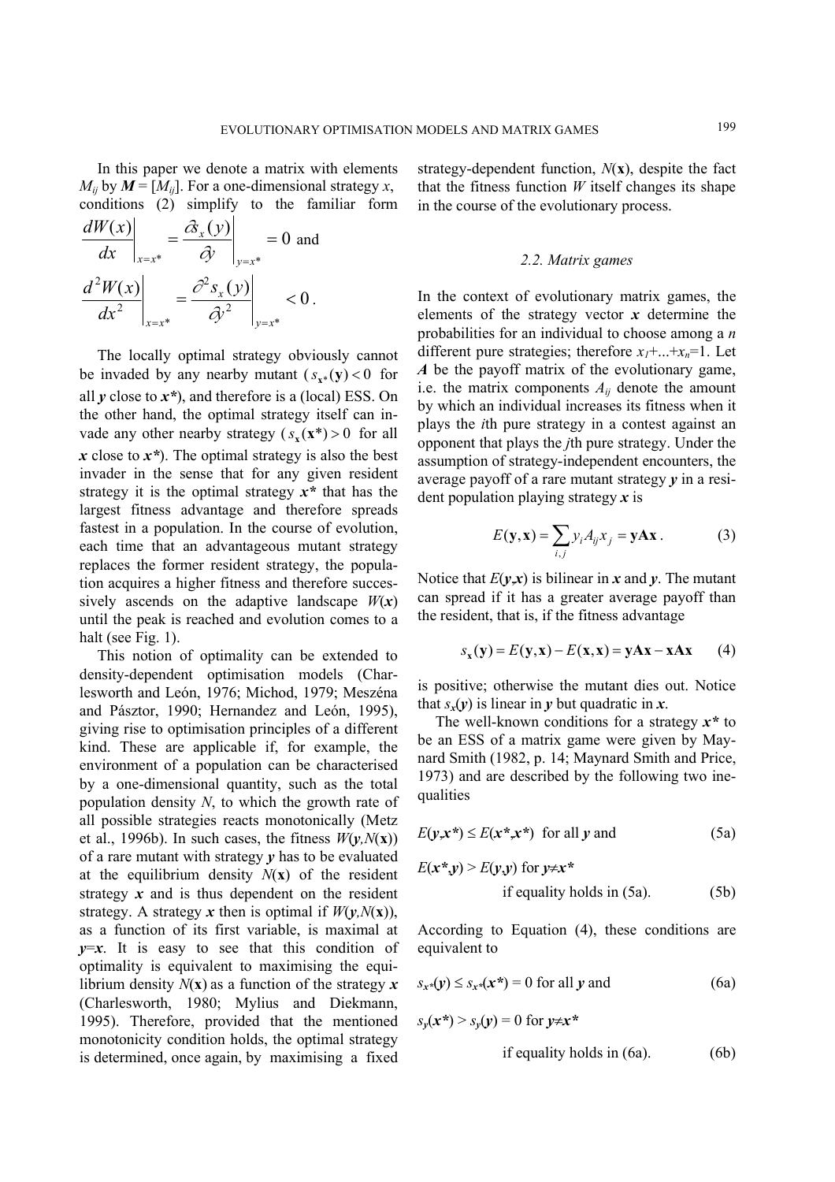In this paper we denote a matrix with elements $M_{ij}$ by $\boldsymbol{M} = [M_{ij}]$. For a one-dimensional strategy $x$, conditions (2) simplify to the familiar form

$$\left.\frac{dW(x)}{dx}\right|_{x=x^*} = \left.\frac{\partial s_x(y)}{\partial y}\right|_{y=x^*} = 0 \text{ and}$$

$$\left.\frac{d^2W(x)}{dx^2}\right|_{x=x^*} = \left.\frac{\partial^2 s_x(y)}{\partial y^2}\right|_{y=x^*} < 0 .$$

The locally optimal strategy obviously cannot be invaded by any nearby mutant ($s_{\mathbf{x}^*}(\mathbf{y}) < 0$ for all $\boldsymbol{y}$ close to $\boldsymbol{x^*}$), and therefore is a (local) ESS. On the other hand, the optimal strategy itself can invade any other nearby strategy ($s_{\mathbf{x}}(\mathbf{x^*}) > 0$ for all $\boldsymbol{x}$ close to $\boldsymbol{x^*}$). The optimal strategy is also the best invader in the sense that for any given resident strategy it is the optimal strategy $\boldsymbol{x^*}$ that has the largest fitness advantage and therefore spreads fastest in a population. In the course of evolution, each time that an advantageous mutant strategy replaces the former resident strategy, the population acquires a higher fitness and therefore successively ascends on the adaptive landscape $W(\boldsymbol{x})$ until the peak is reached and evolution comes to a halt (see Fig. 1).

This notion of optimality can be extended to density-dependent optimisation models (Charlesworth and León, 1976; Michod, 1979; Meszéna and Pásztor, 1990; Hernandez and León, 1995), giving rise to optimisation principles of a different kind. These are applicable if, for example, the environment of a population can be characterised by a one-dimensional quantity, such as the total population density $N$, to which the growth rate of all possible strategies reacts monotonically (Metz et al., 1996b). In such cases, the fitness $W(\boldsymbol{y},N(\mathbf{x}))$ of a rare mutant with strategy $\boldsymbol{y}$ has to be evaluated at the equilibrium density $N(\mathbf{x})$ of the resident strategy $\boldsymbol{x}$ and is thus dependent on the resident strategy. A strategy $\boldsymbol{x}$ then is optimal if $W(\boldsymbol{y},N(\mathbf{x}))$, as a function of its first variable, is maximal at $\boldsymbol{y}=\boldsymbol{x}$. It is easy to see that this condition of optimality is equivalent to maximising the equilibrium density $N(\mathbf{x})$ as a function of the strategy $\boldsymbol{x}$ (Charlesworth, 1980; Mylius and Diekmann, 1995). Therefore, provided that the mentioned monotonicity condition holds, the optimal strategy is determined, once again, by maximising a fixed strategy-dependent function, $N(\mathbf{x})$, despite the fact that the fitness function $W$ itself changes its shape in the course of the evolutionary process.

### *2.2. Matrix games*

In the context of evolutionary matrix games, the elements of the strategy vector $\boldsymbol{x}$ determine the probabilities for an individual to choose among a $n$ different pure strategies; therefore $x_1+...+x_n=1$. Let $\boldsymbol{A}$ be the payoff matrix of the evolutionary game, i.e. the matrix components $A_{ij}$ denote the amount by which an individual increases its fitness when it plays the $i$th pure strategy in a contest against an opponent that plays the $j$th pure strategy. Under the assumption of strategy-independent encounters, the average payoff of a rare mutant strategy $\boldsymbol{y}$ in a resident population playing strategy $\boldsymbol{x}$ is

$$E(\mathbf{y},\mathbf{x}) = \sum_{i,j} y_i A_{ij} x_j = \mathbf{yAx} . \tag{3}$$

Notice that $E(\boldsymbol{y},\boldsymbol{x})$ is bilinear in $\boldsymbol{x}$ and $\boldsymbol{y}$. The mutant can spread if it has a greater average payoff than the resident, that is, if the fitness advantage

$$s_{\mathbf{x}}(\mathbf{y}) = E(\mathbf{y},\mathbf{x}) - E(\mathbf{x},\mathbf{x}) = \mathbf{yAx} - \mathbf{xAx} \tag{4}$$

is positive; otherwise the mutant dies out. Notice that $s_x(\boldsymbol{y})$ is linear in $\boldsymbol{y}$ but quadratic in $\boldsymbol{x}$.

The well-known conditions for a strategy $\boldsymbol{x^*}$ to be an ESS of a matrix game were given by Maynard Smith (1982, p. 14; Maynard Smith and Price, 1973) and are described by the following two inequalities

$E(\boldsymbol{y},\boldsymbol{x^*}) \leq E(\boldsymbol{x^*},\boldsymbol{x^*})$ for all $\boldsymbol{y}$ and (5a)

$E(\boldsymbol{x^*},\boldsymbol{y}) > E(\boldsymbol{y},\boldsymbol{y})$ for $\boldsymbol{y} \neq \boldsymbol{x^*}$ if equality holds in (5a). (5b)

According to Equation (4), these conditions are equivalent to

$s_{x^*}(\boldsymbol{y}) \leq s_{x^*}(\boldsymbol{x^*}) = 0$ for all $\boldsymbol{y}$ and (6a)

$s_y(\boldsymbol{x^*}) > s_y(\boldsymbol{y}) = 0$ for $\boldsymbol{y} \neq \boldsymbol{x^*}$ if equality holds in (6a). (6b)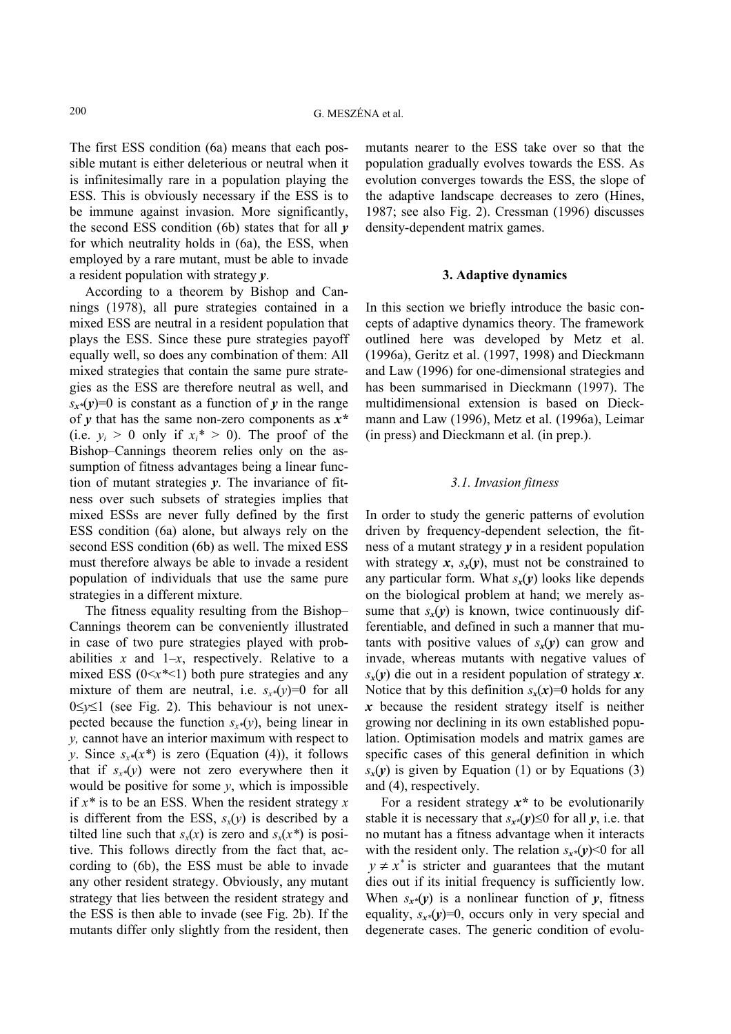The first ESS condition (6a) means that each possible mutant is either deleterious or neutral when it is infinitesimally rare in a population playing the ESS. This is obviously necessary if the ESS is to be immune against invasion. More significantly, the second ESS condition (6b) states that for all $\boldsymbol{y}$ for which neutrality holds in (6a), the ESS, when employed by a rare mutant, must be able to invade a resident population with strategy $\boldsymbol{y}$.

According to a theorem by Bishop and Cannings (1978), all pure strategies contained in a mixed ESS are neutral in a resident population that plays the ESS. Since these pure strategies payoff equally well, so does any combination of them: All mixed strategies that contain the same pure strategies as the ESS are therefore neutral as well, and $s_{\boldsymbol{x}^*}(\boldsymbol{y})=0$ is constant as a function of $\boldsymbol{y}$ in the range of $\boldsymbol{y}$ that has the same non-zero components as $\boldsymbol{x}^*$ (i.e. $y_i > 0$ only if $x_i^* > 0$). The proof of the Bishop–Cannings theorem relies only on the assumption of fitness advantages being a linear function of mutant strategies $\boldsymbol{y}$. The invariance of fitness over such subsets of strategies implies that mixed ESSs are never fully defined by the first ESS condition (6a) alone, but always rely on the second ESS condition (6b) as well. The mixed ESS must therefore always be able to invade a resident population of individuals that use the same pure strategies in a different mixture.

The fitness equality resulting from the Bishop–Cannings theorem can be conveniently illustrated in case of two pure strategies played with probabilities $x$ and $1-x$, respectively. Relative to a mixed ESS ($0<x^*<1$) both pure strategies and any mixture of them are neutral, i.e. $s_{x^*}(y)=0$ for all $0\leq y\leq 1$ (see Fig. 2). This behaviour is not unexpected because the function $s_{x^*}(y)$, being linear in $y$, cannot have an interior maximum with respect to $y$. Since $s_{x^*}(x^*)$ is zero (Equation (4)), it follows that if $s_{x^*}(y)$ were not zero everywhere then it would be positive for some $y$, which is impossible if $x^*$ is to be an ESS. When the resident strategy $x$ is different from the ESS, $s_x(y)$ is described by a tilted line such that $s_x(x)$ is zero and $s_x(x^*)$ is positive. This follows directly from the fact that, according to (6b), the ESS must be able to invade any other resident strategy. Obviously, any mutant strategy that lies between the resident strategy and the ESS is then able to invade (see Fig. 2b). If the mutants differ only slightly from the resident, then mutants nearer to the ESS take over so that the population gradually evolves towards the ESS. As evolution converges towards the ESS, the slope of the adaptive landscape decreases to zero (Hines, 1987; see also Fig. 2). Cressman (1996) discusses density-dependent matrix games.

## 3. Adaptive dynamics

In this section we briefly introduce the basic concepts of adaptive dynamics theory. The framework outlined here was developed by Metz et al. (1996a), Geritz et al. (1997, 1998) and Dieckmann and Law (1996) for one-dimensional strategies and has been summarised in Dieckmann (1997). The multidimensional extension is based on Dieckmann and Law (1996), Metz et al. (1996a), Leimar (in press) and Dieckmann et al. (in prep.).

### 3.1. Invasion fitness

In order to study the generic patterns of evolution driven by frequency-dependent selection, the fitness of a mutant strategy $\boldsymbol{y}$ in a resident population with strategy $\boldsymbol{x}$, $s_{\boldsymbol{x}}(\boldsymbol{y})$, must not be constrained to any particular form. What $s_{\boldsymbol{x}}(\boldsymbol{y})$ looks like depends on the biological problem at hand; we merely assume that $s_{\boldsymbol{x}}(\boldsymbol{y})$ is known, twice continuously differentiable, and defined in such a manner that mutants with positive values of $s_{\boldsymbol{x}}(\boldsymbol{y})$ can grow and invade, whereas mutants with negative values of $s_{\boldsymbol{x}}(\boldsymbol{y})$ die out in a resident population of strategy $\boldsymbol{x}$. Notice that by this definition $s_{\boldsymbol{x}}(\boldsymbol{x})=0$ holds for any $\boldsymbol{x}$ because the resident strategy itself is neither growing nor declining in its own established population. Optimisation models and matrix games are specific cases of this general definition in which $s_{\boldsymbol{x}}(\boldsymbol{y})$ is given by Equation (1) or by Equations (3) and (4), respectively.

For a resident strategy $\boldsymbol{x}^*$ to be evolutionarily stable it is necessary that $s_{\boldsymbol{x}^*}(\boldsymbol{y})\leq 0$ for all $\boldsymbol{y}$, i.e. that no mutant has a fitness advantage when it interacts with the resident only. The relation $s_{\boldsymbol{x}^*}(\boldsymbol{y})<0$ for all $y \neq x^*$ is stricter and guarantees that the mutant dies out if its initial frequency is sufficiently low. When $s_{\boldsymbol{x}^*}(\boldsymbol{y})$ is a nonlinear function of $\boldsymbol{y}$, fitness equality, $s_{\boldsymbol{x}^*}(\boldsymbol{y})=0$, occurs only in very special and degenerate cases. The generic condition of evolu-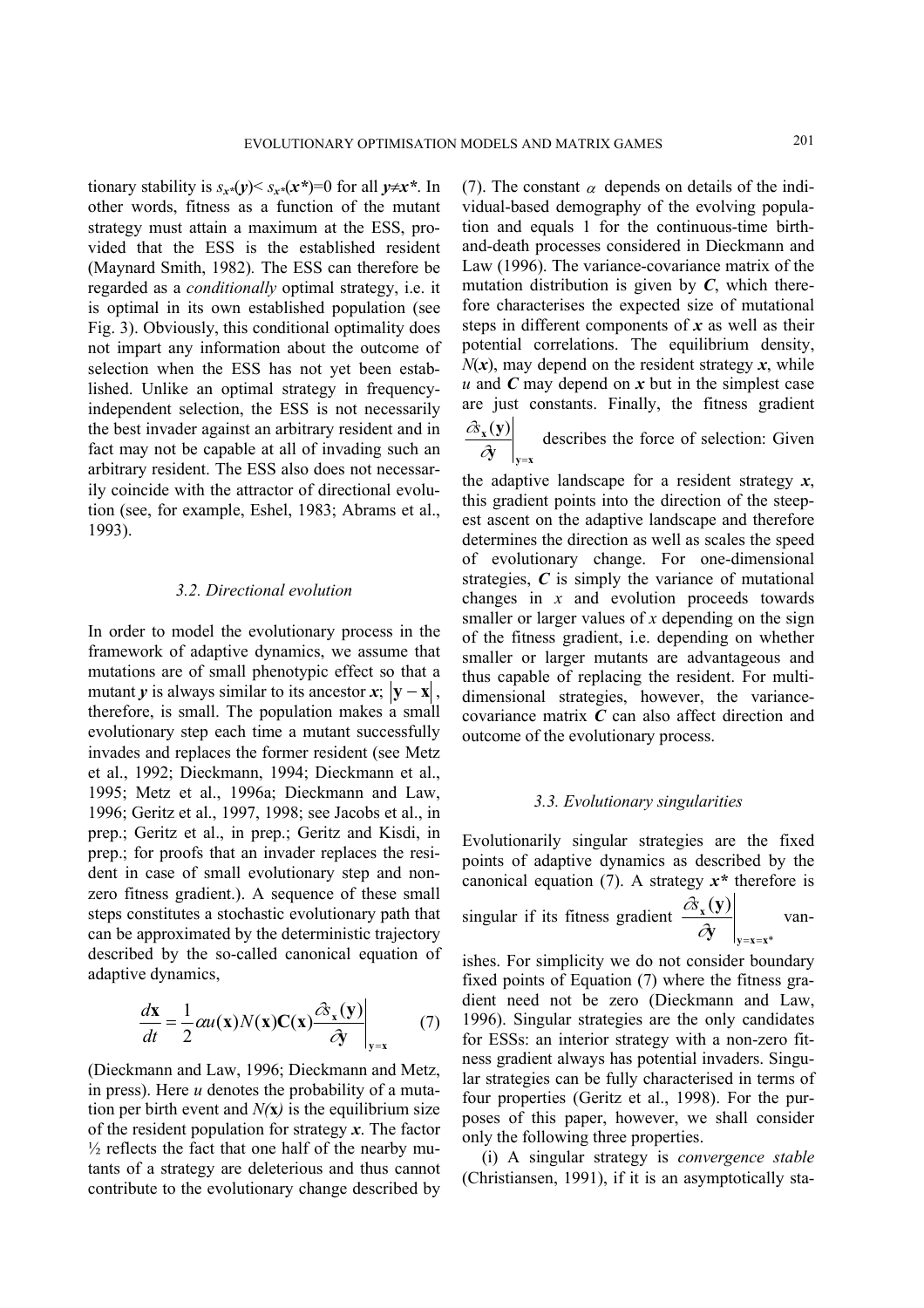tionary stability is $s_{x^*}(\boldsymbol{y}) < s_{x^*}(\boldsymbol{x^*}) = 0$ for all $\boldsymbol{y} \neq \boldsymbol{x^*}$. In other words, fitness as a function of the mutant strategy must attain a maximum at the ESS, provided that the ESS is the established resident (Maynard Smith, 1982). The ESS can therefore be regarded as a *conditionally* optimal strategy, i.e. it is optimal in its own established population (see Fig. 3). Obviously, this conditional optimality does not impart any information about the outcome of selection when the ESS has not yet been established. Unlike an optimal strategy in frequency-independent selection, the ESS is not necessarily the best invader against an arbitrary resident and in fact may not be capable at all of invading such an arbitrary resident. The ESS also does not necessarily coincide with the attractor of directional evolution (see, for example, Eshel, 1983; Abrams et al., 1993).

### *3.2. Directional evolution*

In order to model the evolutionary process in the framework of adaptive dynamics, we assume that mutations are of small phenotypic effect so that a mutant $\boldsymbol{y}$ is always similar to its ancestor $\boldsymbol{x}$; $|\mathbf{y} - \mathbf{x}|$, therefore, is small. The population makes a small evolutionary step each time a mutant successfully invades and replaces the former resident (see Metz et al., 1992; Dieckmann, 1994; Dieckmann et al., 1995; Metz et al., 1996a; Dieckmann and Law, 1996; Geritz et al., 1997, 1998; see Jacobs et al., in prep.; Geritz et al., in prep.; Geritz and Kisdi, in prep.; for proofs that an invader replaces the resident in case of small evolutionary step and non-zero fitness gradient.). A sequence of these small steps constitutes a stochastic evolutionary path that can be approximated by the deterministic trajectory described by the so-called canonical equation of adaptive dynamics,

$$\frac{d\mathbf{x}}{dt} = \frac{1}{2}\alpha u(\mathbf{x})N(\mathbf{x})\mathbf{C}(\mathbf{x})\left.\frac{\partial s_{\mathbf{x}}(\mathbf{y})}{\partial \mathbf{y}}\right|_{\mathbf{y}=\mathbf{x}} \qquad (7)$$

(Dieckmann and Law, 1996; Dieckmann and Metz, in press). Here $u$ denotes the probability of a mutation per birth event and $N(\mathbf{x})$ is the equilibrium size of the resident population for strategy $\boldsymbol{x}$. The factor ½ reflects the fact that one half of the nearby mutants of a strategy are deleterious and thus cannot contribute to the evolutionary change described by (7). The constant $\alpha$ depends on details of the individual-based demography of the evolving population and equals 1 for the continuous-time birth-and-death processes considered in Dieckmann and Law (1996). The variance-covariance matrix of the mutation distribution is given by $\boldsymbol{C}$, which therefore characterises the expected size of mutational steps in different components of $\boldsymbol{x}$ as well as their potential correlations. The equilibrium density, $N(\boldsymbol{x})$, may depend on the resident strategy $\boldsymbol{x}$, while $u$ and $\boldsymbol{C}$ may depend on $\boldsymbol{x}$ but in the simplest case are just constants. Finally, the fitness gradient $\left.\frac{\partial s_{\mathbf{x}}(\mathbf{y})}{\partial \mathbf{y}}\right|_{\mathbf{y}=\mathbf{x}}$ describes the force of selection: Given the adaptive landscape for a resident strategy $\boldsymbol{x}$, this gradient points into the direction of the steepest ascent on the adaptive landscape and therefore determines the direction as well as scales the speed of evolutionary change. For one-dimensional strategies, $\boldsymbol{C}$ is simply the variance of mutational changes in $x$ and evolution proceeds towards smaller or larger values of $x$ depending on the sign of the fitness gradient, i.e. depending on whether smaller or larger mutants are advantageous and thus capable of replacing the resident. For multi-dimensional strategies, however, the variance-covariance matrix $\boldsymbol{C}$ can also affect direction and outcome of the evolutionary process.

### *3.3. Evolutionary singularities*

Evolutionarily singular strategies are the fixed points of adaptive dynamics as described by the canonical equation (7). A strategy $\boldsymbol{x^*}$ therefore is singular if its fitness gradient $\left.\frac{\partial s_{\mathbf{x}}(\mathbf{y})}{\partial \mathbf{y}}\right|_{\mathbf{y}=\mathbf{x}=\mathbf{x}^*}$ vanishes. For simplicity we do not consider boundary fixed points of Equation (7) where the fitness gradient need not be zero (Dieckmann and Law, 1996). Singular strategies are the only candidates for ESSs: an interior strategy with a non-zero fitness gradient always has potential invaders. Singular strategies can be fully characterised in terms of four properties (Geritz et al., 1998). For the purposes of this paper, however, we shall consider only the following three properties.

(i) A singular strategy is *convergence stable* (Christiansen, 1991), if it is an asymptotically sta-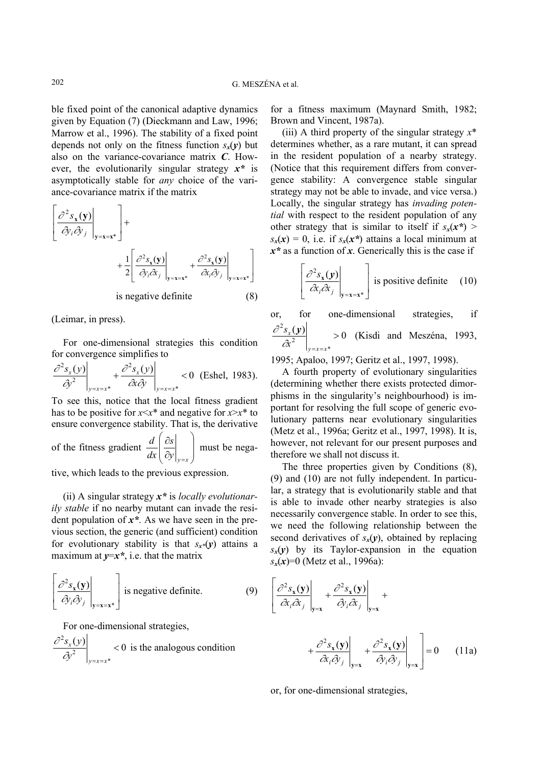ble fixed point of the canonical adaptive dynamics given by Equation (7) (Dieckmann and Law, 1996; Marrow et al., 1996). The stability of a fixed point depends not only on the fitness function $s_{\mathbf{x}}(\mathbf{y})$ but also on the variance-covariance matrix $\mathbf{C}$. However, the evolutionarily singular strategy $\mathbf{x^*}$ is asymptotically stable for *any* choice of the variance-covariance matrix if the matrix

$$\left[\left.\frac{\partial^2 s_{\mathbf{x}}(\mathbf{y})}{\partial y_i \partial y_j}\right|_{\mathbf{y}=\mathbf{x}=\mathbf{x}^*}\right] + \frac{1}{2}\left[\left.\frac{\partial^2 s_{\mathbf{x}}(\mathbf{y})}{\partial y_i \partial x_j}\right|_{\mathbf{y}=\mathbf{x}=\mathbf{x}^*} + \left.\frac{\partial^2 s_{\mathbf{x}}(\mathbf{y})}{\partial x_i \partial y_j}\right|_{\mathbf{y}=\mathbf{x}=\mathbf{x}^*}\right] \text{ is negative definite} \quad (8)$$

(Leimar, in press).

For one-dimensional strategies this condition for convergence simplifies to $\left.\frac{\partial^2 s_x(y)}{\partial y^2}\right|_{y=x=x^*} + \left.\frac{\partial^2 s_x(y)}{\partial x \partial y}\right|_{y=x=x^*} < 0$ (Eshel, 1983). To see this, notice that the local fitness gradient has to be positive for $x<x^*$ and negative for $x>x^*$ to ensure convergence stability. That is, the derivative of the fitness gradient $\frac{d}{dx}\left(\left.\frac{\partial s}{\partial y}\right|_{y=x}\right)$ must be negative, which leads to the previous expression.

(ii) A singular strategy $\mathbf{x^*}$ is *locally evolutionarily stable* if no nearby mutant can invade the resident population of $\mathbf{x^*}$. As we have seen in the previous section, the generic (and sufficient) condition for evolutionary stability is that $s_{\mathbf{x^*}}(\mathbf{y})$ attains a maximum at $\mathbf{y}=\mathbf{x^*}$, i.e. that the matrix

$$\left[\left.\frac{\partial^2 s_{\mathbf{x}}(\mathbf{y})}{\partial y_i \partial y_j}\right|_{\mathbf{y}=\mathbf{x}=\mathbf{x}^*}\right] \text{ is negative definite.} \quad (9)$$

For one-dimensional strategies, $\left.\frac{\partial^2 s_x(y)}{\partial y^2}\right|_{y=x=x^*} < 0$ is the analogous condition for a fitness maximum (Maynard Smith, 1982; Brown and Vincent, 1987a).

(iii) A third property of the singular strategy $x^*$ determines whether, as a rare mutant, it can spread in the resident population of a nearby strategy. (Notice that this requirement differs from convergence stability: A convergence stable singular strategy may not be able to invade, and vice versa.) Locally, the singular strategy has *invading potential* with respect to the resident population of any other strategy that is similar to itself if $s_{\mathbf{x}}(\mathbf{x^*}) > s_{\mathbf{x}}(\mathbf{x}) = 0$, i.e. if $s_{\mathbf{x}}(\mathbf{x^*})$ attains a local minimum at $\mathbf{x^*}$ as a function of $\mathbf{x}$. Generically this is the case if

$$\left[\left.\frac{\partial^2 s_{\mathbf{x}}(\mathbf{y})}{\partial x_i \partial x_j}\right|_{\mathbf{y}=\mathbf{x}=\mathbf{x}^*}\right] \text{ is positive definite} \quad (10)$$

or, for one-dimensional strategies, if $\left.\frac{\partial^2 s_x(y)}{\partial x^2}\right|_{y=x=x^*} > 0$ (Kisdi and Meszéna, 1993, 1995; Apaloo, 1997; Geritz et al., 1997, 1998).

A fourth property of evolutionary singularities (determining whether there exists protected dimorphisms in the singularity's neighbourhood) is important for resolving the full scope of generic evolutionary patterns near evolutionary singularities (Metz et al., 1996a; Geritz et al., 1997, 1998). It is, however, not relevant for our present purposes and therefore we shall not discuss it.

The three properties given by Conditions (8), (9) and (10) are not fully independent. In particular, a strategy that is evolutionarily stable and that is able to invade other nearby strategies is also necessarily convergence stable. In order to see this, we need the following relationship between the second derivatives of $s_{\mathbf{x}}(\mathbf{y})$, obtained by replacing $s_{\mathbf{x}}(\mathbf{y})$ by its Taylor-expansion in the equation $s_{\mathbf{x}}(\mathbf{x})=0$ (Metz et al., 1996a):

$$\left[\left.\frac{\partial^2 s_{\mathbf{x}}(\mathbf{y})}{\partial x_i \partial x_j}\right|_{\mathbf{y}=\mathbf{x}} + \left.\frac{\partial^2 s_{\mathbf{x}}(\mathbf{y})}{\partial y_i \partial x_j}\right|_{\mathbf{y}=\mathbf{x}} + \left.\frac{\partial^2 s_{\mathbf{x}}(\mathbf{y})}{\partial x_i \partial y_j}\right|_{\mathbf{y}=\mathbf{x}} + \left.\frac{\partial^2 s_{\mathbf{x}}(\mathbf{y})}{\partial y_i \partial y_j}\right|_{\mathbf{y}=\mathbf{x}}\right] = 0 \quad (11a)$$

or, for one-dimensional strategies,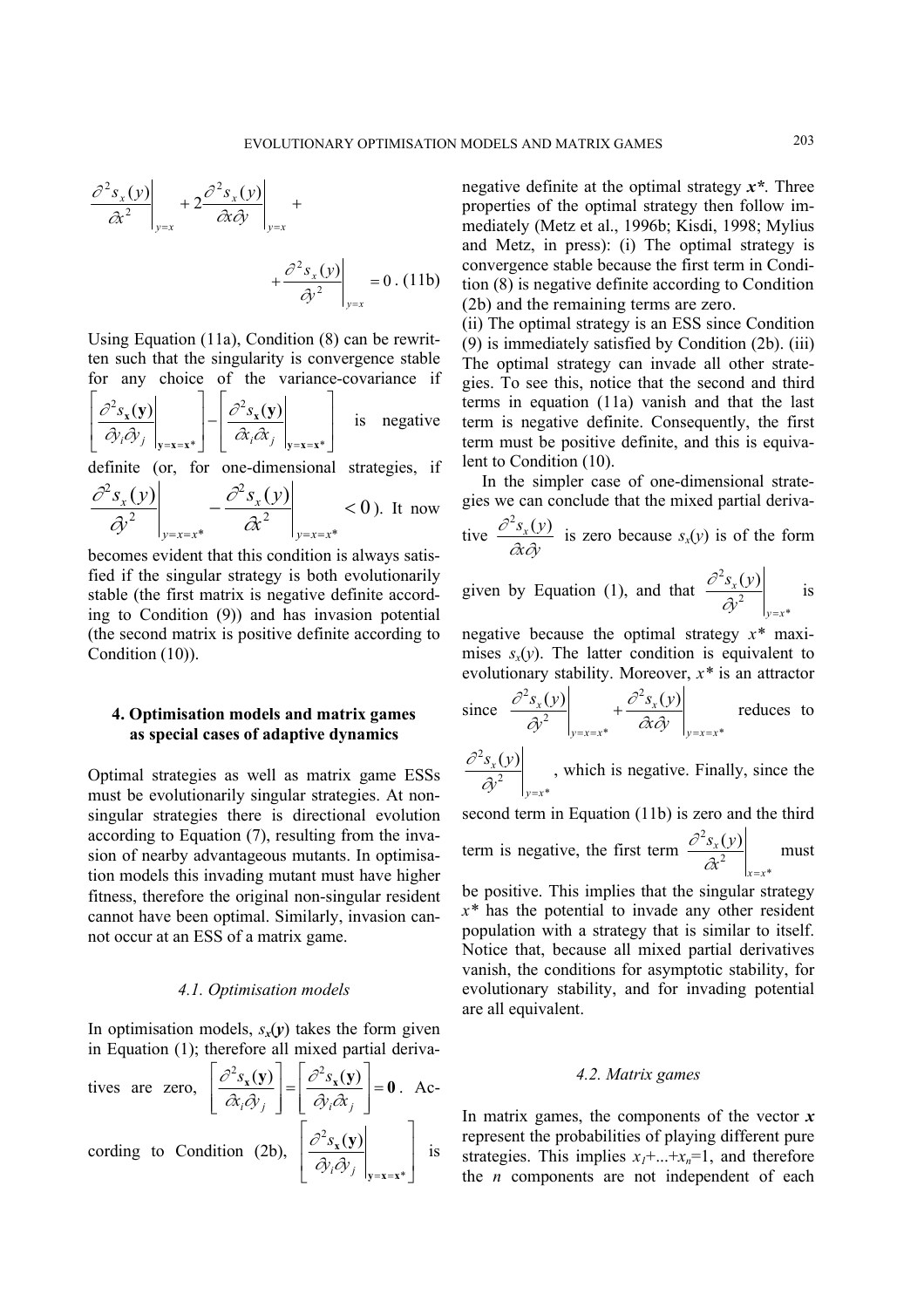$$\left.\frac{\partial^2 s_x(y)}{\partial x^2}\right|_{y=x} + 2\left.\frac{\partial^2 s_x(y)}{\partial x \partial y}\right|_{y=x} + \left.\frac{\partial^2 s_x(y)}{\partial y^2}\right|_{y=x} = 0\,. \quad (11b)$$

Using Equation (11a), Condition (8) can be rewritten such that the singularity is convergence stable for any choice of the variance-covariance if $\left[\left.\frac{\partial^2 s_{\mathbf{x}}(\mathbf{y})}{\partial y_i \partial y_j}\right|_{\mathbf{y}=\mathbf{x}=\mathbf{x}^*}\right] - \left[\left.\frac{\partial^2 s_{\mathbf{x}}(\mathbf{y})}{\partial x_i \partial x_j}\right|_{\mathbf{y}=\mathbf{x}=\mathbf{x}^*}\right]$ is negative definite (or, for one-dimensional strategies, if $\left.\frac{\partial^2 s_x(y)}{\partial y^2}\right|_{y=x=x^*} - \left.\frac{\partial^2 s_x(y)}{\partial x^2}\right|_{y=x=x^*} < 0$). It now becomes evident that this condition is always satisfied if the singular strategy is both evolutionarily stable (the first matrix is negative definite according to Condition (9)) and has invasion potential (the second matrix is positive definite according to Condition (10)).

## 4. Optimisation models and matrix games as special cases of adaptive dynamics

Optimal strategies as well as matrix game ESSs must be evolutionarily singular strategies. At non-singular strategies there is directional evolution according to Equation (7), resulting from the invasion of nearby advantageous mutants. In optimisation models this invading mutant must have higher fitness, therefore the original non-singular resident cannot have been optimal. Similarly, invasion cannot occur at an ESS of a matrix game.

### 4.1. Optimisation models

In optimisation models, $s_{\mathbf{x}}(\mathbf{y})$ takes the form given in Equation (1); therefore all mixed partial derivatives are zero, $\left[\frac{\partial^2 s_{\mathbf{x}}(\mathbf{y})}{\partial x_i \partial y_j}\right] = \left[\frac{\partial^2 s_{\mathbf{x}}(\mathbf{y})}{\partial y_i \partial x_j}\right] = \mathbf{0}$. According to Condition (2b), $\left[\left.\frac{\partial^2 s_{\mathbf{x}}(\mathbf{y})}{\partial y_i \partial y_j}\right|_{\mathbf{y}=\mathbf{x}=\mathbf{x}^*}\right]$ is negative definite at the optimal strategy $\boldsymbol{x}^*$. Three properties of the optimal strategy then follow immediately (Metz et al., 1996b; Kisdi, 1998; Mylius and Metz, in press): (i) The optimal strategy is convergence stable because the first term in Condition (8) is negative definite according to Condition (2b) and the remaining terms are zero.
(ii) The optimal strategy is an ESS since Condition (9) is immediately satisfied by Condition (2b). (iii) The optimal strategy can invade all other strategies. To see this, notice that the second and third terms in equation (11a) vanish and that the last term is negative definite. Consequently, the first term must be positive definite, and this is equivalent to Condition (10).

In the simpler case of one-dimensional strategies we can conclude that the mixed partial derivative $\frac{\partial^2 s_x(y)}{\partial x \partial y}$ is zero because $s_x(y)$ is of the form given by Equation (1), and that $\left.\frac{\partial^2 s_x(y)}{\partial y^2}\right|_{y=x^*}$ is negative because the optimal strategy $x^*$ maximises $s_x(y)$. The latter condition is equivalent to evolutionary stability. Moreover, $x^*$ is an attractor since $\left.\frac{\partial^2 s_x(y)}{\partial y^2}\right|_{y=x=x^*} + \left.\frac{\partial^2 s_x(y)}{\partial x \partial y}\right|_{y=x=x^*}$ reduces to $\left.\frac{\partial^2 s_x(y)}{\partial y^2}\right|_{y=x^*}$, which is negative. Finally, since the second term in Equation (11b) is zero and the third term is negative, the first term $\left.\frac{\partial^2 s_x(y)}{\partial x^2}\right|_{x=x^*}$ must be positive. This implies that the singular strategy $x^*$ has the potential to invade any other resident population with a strategy that is similar to itself. Notice that, because all mixed partial derivatives vanish, the conditions for asymptotic stability, for evolutionary stability, and for invading potential are all equivalent.

### 4.2. Matrix games

In matrix games, the components of the vector $\boldsymbol{x}$ represent the probabilities of playing different pure strategies. This implies $x_1+...+x_n=1$, and therefore the $n$ components are not independent of each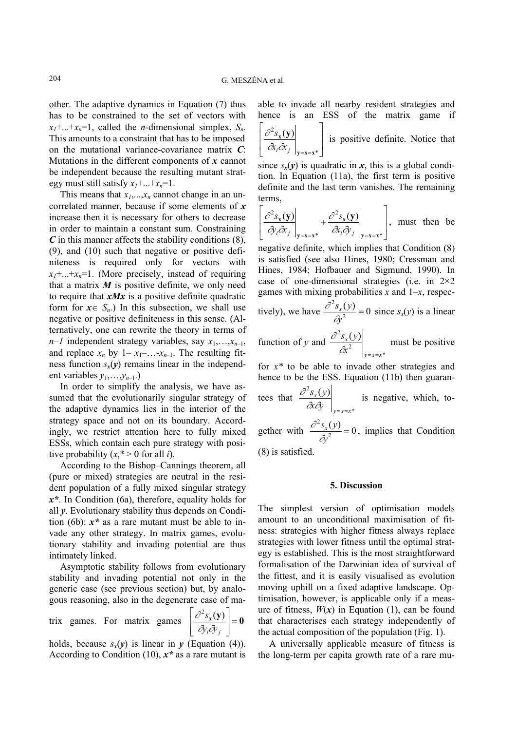other. The adaptive dynamics in Equation (7) thus has to be constrained to the set of vectors with $x_1+...+x_n=1$, called the $n$-dimensional simplex, $S_n$. This amounts to a constraint that has to be imposed on the mutational variance-covariance matrix $\boldsymbol{C}$: Mutations in the different components of $\boldsymbol{x}$ cannot be independent because the resulting mutant strategy must still satisfy $x_1+...+x_n=1$.

This means that $x_1,...,x_n$ cannot change in an uncorrelated manner, because if some elements of $\boldsymbol{x}$ increase then it is necessary for others to decrease in order to maintain a constant sum. Constraining $\boldsymbol{C}$ in this manner affects the stability conditions (8), (9), and (10) such that negative or positive definiteness is required only for vectors with $x_1+...+x_n=1$. (More precisely, instead of requiring that a matrix $\boldsymbol{M}$ is positive definite, we only need to require that $\boldsymbol{xMx}$ is a positive definite quadratic form for $\boldsymbol{x} \in S_n$.) In this subsection, we shall use negative or positive definiteness in this sense. (Alternatively, one can rewrite the theory in terms of $n-1$ independent strategy variables, say $x_1,\ldots,x_{n-1}$, and replace $x_n$ by $1-x_1-\ldots-x_{n-1}$. The resulting fitness function $s_{\boldsymbol{x}}(\boldsymbol{y})$ remains linear in the independent variables $y_1,\ldots,y_{n-1}$.)

In order to simplify the analysis, we have assumed that the evolutionarily singular strategy of the adaptive dynamics lies in the interior of the strategy space and not on its boundary. Accordingly, we restrict attention here to fully mixed ESSs, which contain each pure strategy with positive probability ($x_i^* > 0$ for all $i$).

According to the Bishop–Cannings theorem, all (pure or mixed) strategies are neutral in the resident population of a fully mixed singular strategy $\boldsymbol{x}^*$. In Condition (6a), therefore, equality holds for all $\boldsymbol{y}$. Evolutionary stability thus depends on Condition (6b): $\boldsymbol{x}^*$ as a rare mutant must be able to invade any other strategy. In matrix games, evolutionary stability and invading potential are thus intimately linked.

Asymptotic stability follows from evolutionary stability and invading potential not only in the generic case (see previous section) but, by analogous reasoning, also in the degenerate case of matrix games. For matrix games $\left[\dfrac{\partial^2 s_{\mathbf{x}}(\mathbf{y})}{\partial y_i \partial y_j}\right] = \mathbf{0}$ holds, because $s_{\boldsymbol{x}}(\boldsymbol{y})$ is linear in $\boldsymbol{y}$ (Equation (4)). According to Condition (10), $\boldsymbol{x}^*$ as a rare mutant is able to invade all nearby resident strategies and hence is an ESS of the matrix game if $\left[\left.\dfrac{\partial^2 s_{\mathbf{x}}(\mathbf{y})}{\partial x_i \partial x_j}\right|_{\mathbf{y}=\mathbf{x}=\mathbf{x}^*}\right]$ is positive definite. Notice that since $s_{\boldsymbol{x}}(\boldsymbol{y})$ is quadratic in $\boldsymbol{x}$, this is a global condition. In Equation (11a), the first term is positive definite and the last term vanishes. The remaining terms,

$$\left[\left.\frac{\partial^2 s_{\mathbf{x}}(\mathbf{y})}{\partial y_i \partial x_j}\right|_{\mathbf{y}=\mathbf{x}=\mathbf{x}^*} + \left.\frac{\partial^2 s_{\mathbf{x}}(\mathbf{y})}{\partial x_i \partial y_j}\right|_{\mathbf{y}=\mathbf{x}=\mathbf{x}^*}\right],$$

must then be negative definite, which implies that Condition (8) is satisfied (see also Hines, 1980; Cressman and Hines, 1984; Hofbauer and Sigmund, 1990). In case of one-dimensional strategies (i.e. in 2×2 games with mixing probabilities $x$ and $1-x$, respectively), we have $\dfrac{\partial^2 s_x(y)}{\partial y^2} = 0$ since $s_x(y)$ is a linear function of $y$ and $\left.\dfrac{\partial^2 s_x(y)}{\partial x^2}\right|_{y=x=x^*}$ must be positive for $x^*$ to be able to invade other strategies and hence to be the ESS. Equation (11b) then guarantees that $\left.\dfrac{\partial^2 s_x(y)}{\partial x \partial y}\right|_{y=x=x^*}$ is negative, which, together with $\dfrac{\partial^2 s_x(y)}{\partial y^2} = 0$, implies that Condition (8) is satisfied.

## 5. Discussion

The simplest version of optimisation models amount to an unconditional maximisation of fitness: strategies with higher fitness always replace strategies with lower fitness until the optimal strategy is established. This is the most straightforward formalisation of the Darwinian idea of survival of the fittest, and it is easily visualised as evolution moving uphill on a fixed adaptive landscape. Optimisation, however, is applicable only if a measure of fitness, $W(\boldsymbol{x})$ in Equation (1), can be found that characterises each strategy independently of the actual composition of the population (Fig. 1).

A universally applicable measure of fitness is the long-term per capita growth rate of a rare mu-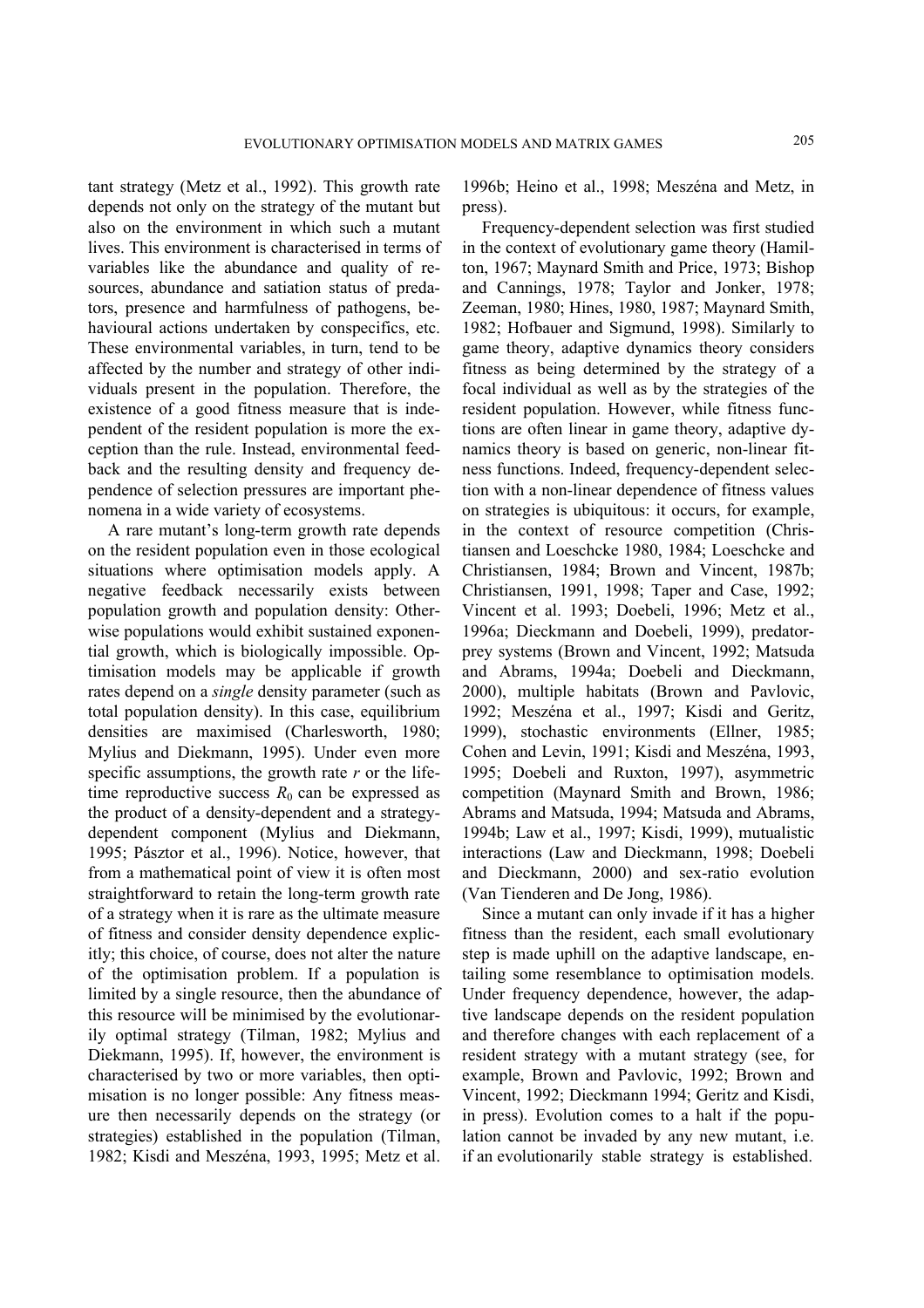tant strategy (Metz et al., 1992). This growth rate depends not only on the strategy of the mutant but also on the environment in which such a mutant lives. This environment is characterised in terms of variables like the abundance and quality of resources, abundance and satiation status of predators, presence and harmfulness of pathogens, behavioural actions undertaken by conspecifics, etc. These environmental variables, in turn, tend to be affected by the number and strategy of other individuals present in the population. Therefore, the existence of a good fitness measure that is independent of the resident population is more the exception than the rule. Instead, environmental feedback and the resulting density and frequency dependence of selection pressures are important phenomena in a wide variety of ecosystems.

A rare mutant's long-term growth rate depends on the resident population even in those ecological situations where optimisation models apply. A negative feedback necessarily exists between population growth and population density: Otherwise populations would exhibit sustained exponential growth, which is biologically impossible. Optimisation models may be applicable if growth rates depend on a *single* density parameter (such as total population density). In this case, equilibrium densities are maximised (Charlesworth, 1980; Mylius and Diekmann, 1995). Under even more specific assumptions, the growth rate $r$ or the lifetime reproductive success $R_0$ can be expressed as the product of a density-dependent and a strategy-dependent component (Mylius and Diekmann, 1995; Pásztor et al., 1996). Notice, however, that from a mathematical point of view it is often most straightforward to retain the long-term growth rate of a strategy when it is rare as the ultimate measure of fitness and consider density dependence explicitly; this choice, of course, does not alter the nature of the optimisation problem. If a population is limited by a single resource, then the abundance of this resource will be minimised by the evolutionarily optimal strategy (Tilman, 1982; Mylius and Diekmann, 1995). If, however, the environment is characterised by two or more variables, then optimisation is no longer possible: Any fitness measure then necessarily depends on the strategy (or strategies) established in the population (Tilman, 1982; Kisdi and Meszéna, 1993, 1995; Metz et al. 1996b; Heino et al., 1998; Meszéna and Metz, in press).

Frequency-dependent selection was first studied in the context of evolutionary game theory (Hamilton, 1967; Maynard Smith and Price, 1973; Bishop and Cannings, 1978; Taylor and Jonker, 1978; Zeeman, 1980; Hines, 1980, 1987; Maynard Smith, 1982; Hofbauer and Sigmund, 1998). Similarly to game theory, adaptive dynamics theory considers fitness as being determined by the strategy of a focal individual as well as by the strategies of the resident population. However, while fitness functions are often linear in game theory, adaptive dynamics theory is based on generic, non-linear fitness functions. Indeed, frequency-dependent selection with a non-linear dependence of fitness values on strategies is ubiquitous: it occurs, for example, in the context of resource competition (Christiansen and Loeschcke 1980, 1984; Loeschcke and Christiansen, 1984; Brown and Vincent, 1987b; Christiansen, 1991, 1998; Taper and Case, 1992; Vincent et al. 1993; Doebeli, 1996; Metz et al., 1996a; Dieckmann and Doebeli, 1999), predator-prey systems (Brown and Vincent, 1992; Matsuda and Abrams, 1994a; Doebeli and Dieckmann, 2000), multiple habitats (Brown and Pavlovic, 1992; Meszéna et al., 1997; Kisdi and Geritz, 1999), stochastic environments (Ellner, 1985; Cohen and Levin, 1991; Kisdi and Meszéna, 1993, 1995; Doebeli and Ruxton, 1997), asymmetric competition (Maynard Smith and Brown, 1986; Abrams and Matsuda, 1994; Matsuda and Abrams, 1994b; Law et al., 1997; Kisdi, 1999), mutualistic interactions (Law and Dieckmann, 1998; Doebeli and Dieckmann, 2000) and sex-ratio evolution (Van Tienderen and De Jong, 1986).

Since a mutant can only invade if it has a higher fitness than the resident, each small evolutionary step is made uphill on the adaptive landscape, entailing some resemblance to optimisation models. Under frequency dependence, however, the adaptive landscape depends on the resident population and therefore changes with each replacement of a resident strategy with a mutant strategy (see, for example, Brown and Pavlovic, 1992; Brown and Vincent, 1992; Dieckmann 1994; Geritz and Kisdi, in press). Evolution comes to a halt if the population cannot be invaded by any new mutant, i.e. if an evolutionarily stable strategy is established.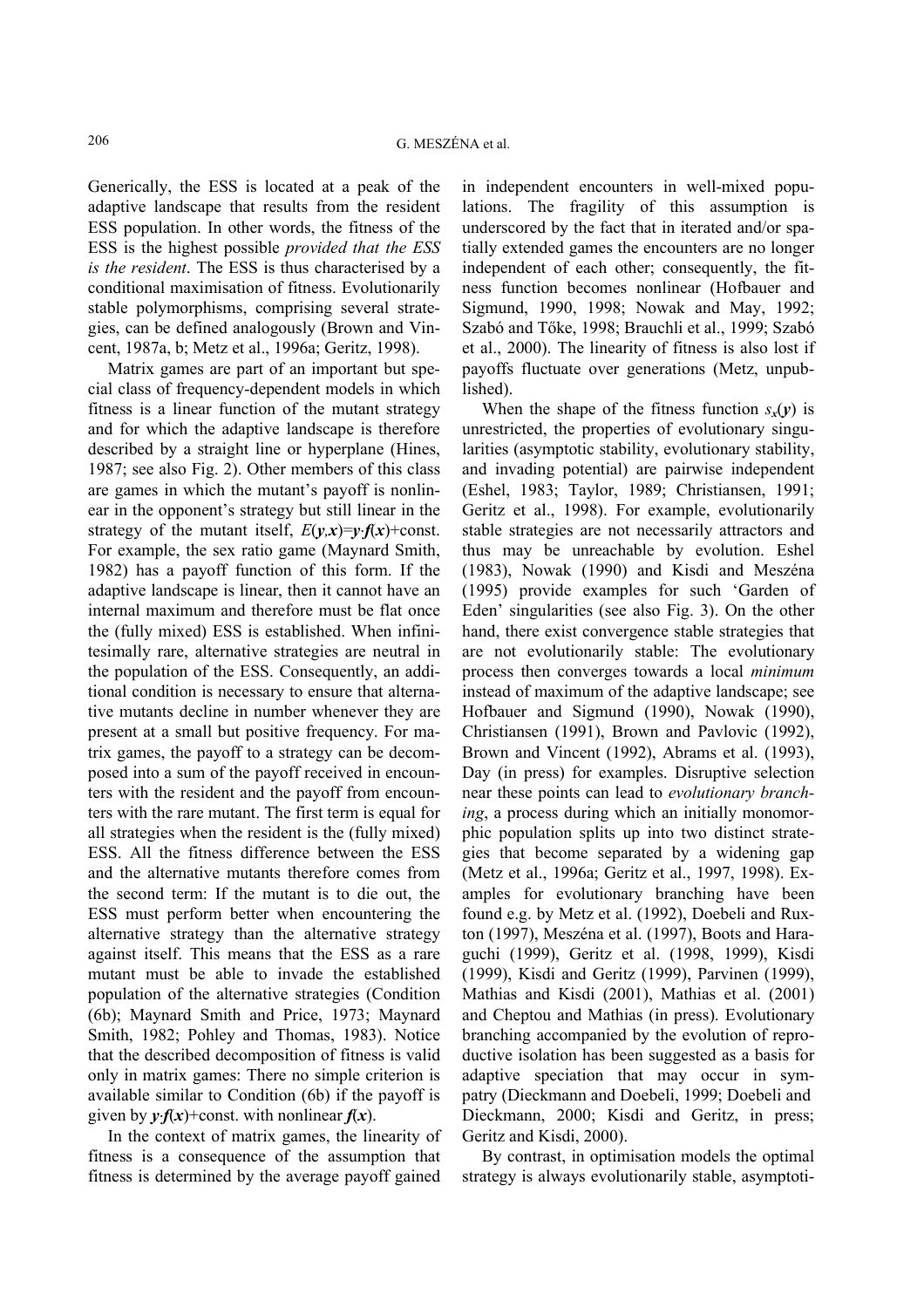Generically, the ESS is located at a peak of the adaptive landscape that results from the resident ESS population. In other words, the fitness of the ESS is the highest possible *provided that the ESS is the resident*. The ESS is thus characterised by a conditional maximisation of fitness. Evolutionarily stable polymorphisms, comprising several strategies, can be defined analogously (Brown and Vincent, 1987a, b; Metz et al., 1996a; Geritz, 1998).

Matrix games are part of an important but special class of frequency-dependent models in which fitness is a linear function of the mutant strategy and for which the adaptive landscape is therefore described by a straight line or hyperplane (Hines, 1987; see also Fig. 2). Other members of this class are games in which the mutant's payoff is nonlinear in the opponent's strategy but still linear in the strategy of the mutant itself, $E(\boldsymbol{y},\boldsymbol{x})=\boldsymbol{y}\cdot\boldsymbol{f}(\boldsymbol{x})$+const. For example, the sex ratio game (Maynard Smith, 1982) has a payoff function of this form. If the adaptive landscape is linear, then it cannot have an internal maximum and therefore must be flat once the (fully mixed) ESS is established. When infinitesimally rare, alternative strategies are neutral in the population of the ESS. Consequently, an additional condition is necessary to ensure that alternative mutants decline in number whenever they are present at a small but positive frequency. For matrix games, the payoff to a strategy can be decomposed into a sum of the payoff received in encounters with the resident and the payoff from encounters with the rare mutant. The first term is equal for all strategies when the resident is the (fully mixed) ESS. All the fitness difference between the ESS and the alternative mutants therefore comes from the second term: If the mutant is to die out, the ESS must perform better when encountering the alternative strategy than the alternative strategy against itself. This means that the ESS as a rare mutant must be able to invade the established population of the alternative strategies (Condition (6b); Maynard Smith and Price, 1973; Maynard Smith, 1982; Pohley and Thomas, 1983). Notice that the described decomposition of fitness is valid only in matrix games: There no simple criterion is available similar to Condition (6b) if the payoff is given by $\boldsymbol{y}\cdot\boldsymbol{f}(\boldsymbol{x})$+const. with nonlinear $\boldsymbol{f}(\boldsymbol{x})$.

In the context of matrix games, the linearity of fitness is a consequence of the assumption that fitness is determined by the average payoff gained in independent encounters in well-mixed populations. The fragility of this assumption is underscored by the fact that in iterated and/or spatially extended games the encounters are no longer independent of each other; consequently, the fitness function becomes nonlinear (Hofbauer and Sigmund, 1990, 1998; Nowak and May, 1992; Szabó and Tőke, 1998; Brauchli et al., 1999; Szabó et al., 2000). The linearity of fitness is also lost if payoffs fluctuate over generations (Metz, unpublished).

When the shape of the fitness function $s_{\boldsymbol{x}}(\boldsymbol{y})$ is unrestricted, the properties of evolutionary singularities (asymptotic stability, evolutionary stability, and invading potential) are pairwise independent (Eshel, 1983; Taylor, 1989; Christiansen, 1991; Geritz et al., 1998). For example, evolutionarily stable strategies are not necessarily attractors and thus may be unreachable by evolution. Eshel (1983), Nowak (1990) and Kisdi and Meszéna (1995) provide examples for such 'Garden of Eden' singularities (see also Fig. 3). On the other hand, there exist convergence stable strategies that are not evolutionarily stable: The evolutionary process then converges towards a local *minimum* instead of maximum of the adaptive landscape; see Hofbauer and Sigmund (1990), Nowak (1990), Christiansen (1991), Brown and Pavlovic (1992), Brown and Vincent (1992), Abrams et al. (1993), Day (in press) for examples. Disruptive selection near these points can lead to *evolutionary branching*, a process during which an initially monomorphic population splits up into two distinct strategies that become separated by a widening gap (Metz et al., 1996a; Geritz et al., 1997, 1998). Examples for evolutionary branching have been found e.g. by Metz et al. (1992), Doebeli and Ruxton (1997), Meszéna et al. (1997), Boots and Haraguchi (1999), Geritz et al. (1998, 1999), Kisdi (1999), Kisdi and Geritz (1999), Parvinen (1999), Mathias and Kisdi (2001), Mathias et al. (2001) and Cheptou and Mathias (in press). Evolutionary branching accompanied by the evolution of reproductive isolation has been suggested as a basis for adaptive speciation that may occur in sympatry (Dieckmann and Doebeli, 1999; Doebeli and Dieckmann, 2000; Kisdi and Geritz, in press; Geritz and Kisdi, 2000).

By contrast, in optimisation models the optimal strategy is always evolutionarily stable, asymptoti-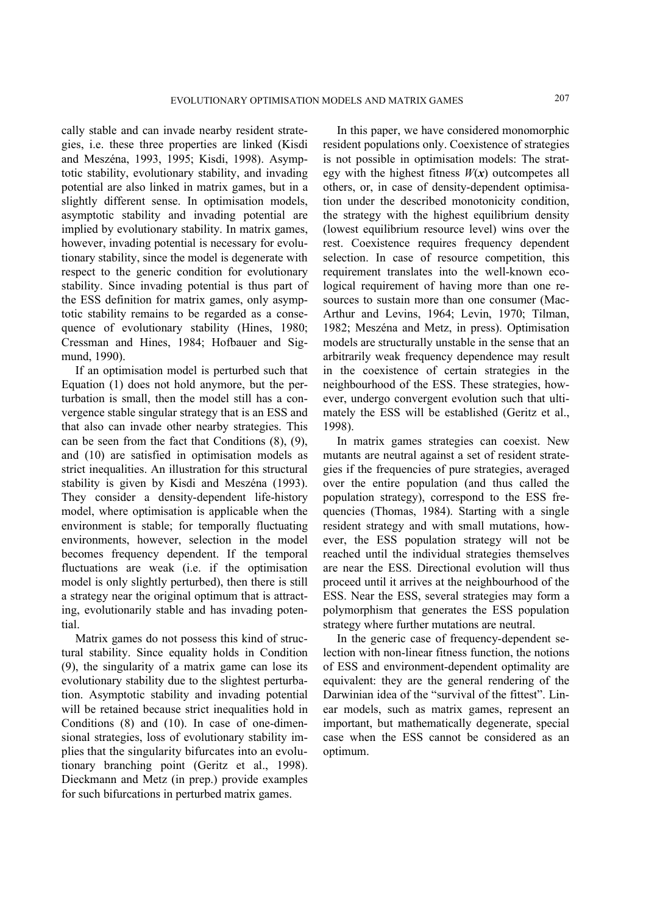cally stable and can invade nearby resident strategies, i.e. these three properties are linked (Kisdi and Meszéna, 1993, 1995; Kisdi, 1998). Asymptotic stability, evolutionary stability, and invading potential are also linked in matrix games, but in a slightly different sense. In optimisation models, asymptotic stability and invading potential are implied by evolutionary stability. In matrix games, however, invading potential is necessary for evolutionary stability, since the model is degenerate with respect to the generic condition for evolutionary stability. Since invading potential is thus part of the ESS definition for matrix games, only asymptotic stability remains to be regarded as a consequence of evolutionary stability (Hines, 1980; Cressman and Hines, 1984; Hofbauer and Sigmund, 1990).

If an optimisation model is perturbed such that Equation (1) does not hold anymore, but the perturbation is small, then the model still has a convergence stable singular strategy that is an ESS and that also can invade other nearby strategies. This can be seen from the fact that Conditions (8), (9), and (10) are satisfied in optimisation models as strict inequalities. An illustration for this structural stability is given by Kisdi and Meszéna (1993). They consider a density-dependent life-history model, where optimisation is applicable when the environment is stable; for temporally fluctuating environments, however, selection in the model becomes frequency dependent. If the temporal fluctuations are weak (i.e. if the optimisation model is only slightly perturbed), then there is still a strategy near the original optimum that is attracting, evolutionarily stable and has invading potential.

Matrix games do not possess this kind of structural stability. Since equality holds in Condition (9), the singularity of a matrix game can lose its evolutionary stability due to the slightest perturbation. Asymptotic stability and invading potential will be retained because strict inequalities hold in Conditions (8) and (10). In case of one-dimensional strategies, loss of evolutionary stability implies that the singularity bifurcates into an evolutionary branching point (Geritz et al., 1998). Dieckmann and Metz (in prep.) provide examples for such bifurcations in perturbed matrix games.

In this paper, we have considered monomorphic resident populations only. Coexistence of strategies is not possible in optimisation models: The strategy with the highest fitness $W(\boldsymbol{x})$ outcompetes all others, or, in case of density-dependent optimisation under the described monotonicity condition, the strategy with the highest equilibrium density (lowest equilibrium resource level) wins over the rest. Coexistence requires frequency dependent selection. In case of resource competition, this requirement translates into the well-known ecological requirement of having more than one resources to sustain more than one consumer (MacArthur and Levins, 1964; Levin, 1970; Tilman, 1982; Meszéna and Metz, in press). Optimisation models are structurally unstable in the sense that an arbitrarily weak frequency dependence may result in the coexistence of certain strategies in the neighbourhood of the ESS. These strategies, however, undergo convergent evolution such that ultimately the ESS will be established (Geritz et al., 1998).

In matrix games strategies can coexist. New mutants are neutral against a set of resident strategies if the frequencies of pure strategies, averaged over the entire population (and thus called the population strategy), correspond to the ESS frequencies (Thomas, 1984). Starting with a single resident strategy and with small mutations, however, the ESS population strategy will not be reached until the individual strategies themselves are near the ESS. Directional evolution will thus proceed until it arrives at the neighbourhood of the ESS. Near the ESS, several strategies may form a polymorphism that generates the ESS population strategy where further mutations are neutral.

In the generic case of frequency-dependent selection with non-linear fitness function, the notions of ESS and environment-dependent optimality are equivalent: they are the general rendering of the Darwinian idea of the "survival of the fittest". Linear models, such as matrix games, represent an important, but mathematically degenerate, special case when the ESS cannot be considered as an optimum.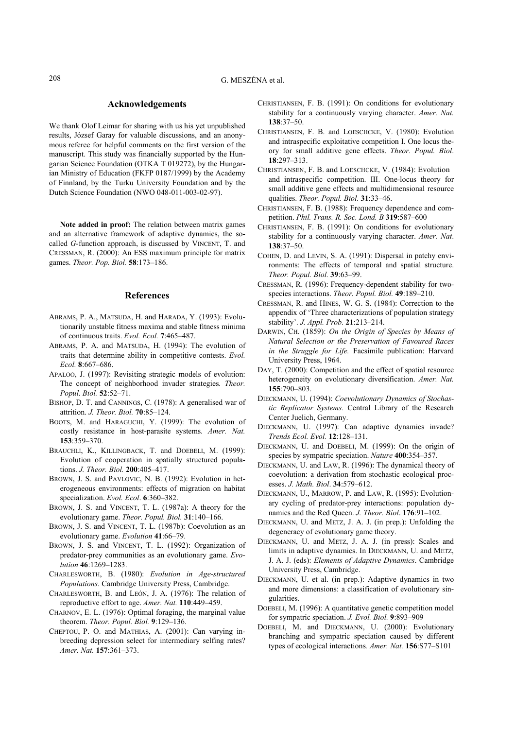## Acknowledgements

We thank Olof Leimar for sharing with us his yet unpublished results, József Garay for valuable discussions, and an anonymous referee for helpful comments on the first version of the manuscript. This study was financially supported by the Hungarian Science Foundation (OTKA T 019272), by the Hungarian Ministry of Education (FKFP 0187/1999) by the Academy of Finnland, by the Turku University Foundation and by the Dutch Science Foundation (NWO 048-011-003-02-97).

**Note added in proof:** The relation between matrix games and an alternative framework of adaptive dynamics, the so-called *G*-function approach, is discussed by VINCENT, T. and CRESSMAN, R. (2000): An ESS maximum principle for matrix games. *Theor. Pop. Biol.* **58**:173–186.

## References

ABRAMS, P. A., MATSUDA, H. and HARADA, Y. (1993): Evolutionarily unstable fitness maxima and stable fitness minima of continuous traits. *Evol. Ecol.* **7**:465–487.

ABRAMS, P. A. and MATSUDA, H. (1994): The evolution of traits that determine ability in competitive contests. *Evol. Ecol.* **8**:667–686.

APALOO, J. (1997): Revisiting strategic models of evolution: The concept of neighborhood invader strategies*. Theor. Popul. Biol.* **52**:52–71.

BISHOP, D. T. and CANNINGS, C. (1978): A generalised war of attrition. *J. Theor. Biol.* **70**:85–124.

BOOTS, M. and HARAGUCHI, Y. (1999): The evolution of costly resistance in host-parasite systems. *Amer. Nat.* **153**:359–370.

BRAUCHLI, K., KILLINGBACK, T. and DOEBELI, M. (1999): Evolution of cooperation in spatially structured populations. *J. Theor. Biol.* **200**:405–417.

BROWN, J. S. and PAVLOVIC, N. B. (1992): Evolution in heterogeneous environments: effects of migration on habitat specialization. *Evol. Ecol*. **6**:360–382.

BROWN, J. S. and VINCENT, T. L. (1987a): A theory for the evolutionary game. *Theor. Popul. Biol.* **31**:140–166.

BROWN, J. S. and VINCENT, T. L. (1987b): Coevolution as an evolutionary game. *Evolution* **41**:66–79.

BROWN, J. S. and VINCENT, T. L. (1992): Organization of predator-prey communities as an evolutionary game. *Evolution* **46**:1269–1283.

CHARLESWORTH, B. (1980): *Evolution in Age-structured Populations*. Cambridge University Press, Cambridge.

CHARLESWORTH, B. and LEÓN, J. A. (1976): The relation of reproductive effort to age. *Amer. Nat.* **110**:449–459.

CHARNOV, E. L. (1976): Optimal foraging, the marginal value theorem. *Theor. Popul. Biol.* **9**:129–136.

CHEPTOU, P. O. and MATHIAS, A. (2001): Can varying inbreeding depression select for intermediary selfing rates? *Amer. Nat.* **157**:361–373.

CHRISTIANSEN, F. B. (1991): On conditions for evolutionary stability for a continuously varying character. *Amer. Nat.* **138**:37–50.

CHRISTIANSEN, F. B. and LOESCHCKE, V. (1980): Evolution and intraspecific exploitative competition I. One locus theory for small additive gene effects. *Theor. Popul. Biol*. **18**:297–313.

CHRISTIANSEN, F. B. and LOESCHCKE, V. (1984): Evolution and intraspecific competition. III. One-locus theory for small additive gene effects and multidimensional resource qualities. *Theor. Popul. Biol.* **31**:33–46.

CHRISTIANSEN, F. B. (1988): Frequency dependence and competition. *Phil. Trans. R. Soc. Lond. B* **319**:587–600

CHRISTIANSEN, F. B. (1991): On conditions for evolutionary stability for a continuously varying character. *Amer. Nat*. **138**:37–50.

COHEN, D. and LEVIN, S. A. (1991): Dispersal in patchy environments: The effects of temporal and spatial structure. *Theor. Popul. Biol.* **39**:63–99.

CRESSMAN, R. (1996): Frequency-dependent stability for two-species interactions. *Theor. Popul. Biol.* **49**:189–210.

CRESSMAN, R. and HINES, W. G. S. (1984): Correction to the appendix of 'Three characterizations of population strategy stability'. *J. Appl. Prob.* **21**:213–214.

DARWIN, CH. (1859): *On the Origin of Species by Means of Natural Selection or the Preservation of Favoured Races in the Struggle for Life.* Facsimile publication: Harvard University Press, 1964.

DAY, T. (2000): Competition and the effect of spatial resource heterogeneity on evolutionary diversification. *Amer. Nat.* **155**:790–803.

DIECKMANN, U. (1994): *Coevolutionary Dynamics of Stochastic Replicator Systems.* Central Library of the Research Center Juelich, Germany.

DIECKMANN, U. (1997): Can adaptive dynamics invade? *Trends Ecol. Evol.* **12**:128–131.

DIECKMANN, U. and DOEBELI, M. (1999): On the origin of species by sympatric speciation. *Nature* **400**:354–357.

DIECKMANN, U. and LAW, R. (1996): The dynamical theory of coevolution: a derivation from stochastic ecological processes. *J. Math. Biol*. **34**:579–612.

DIECKMANN, U., MARROW, P. and LAW, R. (1995): Evolutionary cycling of predator-prey interactions: population dynamics and the Red Queen. *J. Theor. Biol*. **176**:91–102.

DIECKMANN, U. and METZ, J. A. J. (in prep.): Unfolding the degeneracy of evolutionary game theory.

DIECKMANN, U. and METZ, J. A. J. (in press): Scales and limits in adaptive dynamics. In DIECKMANN, U. and METZ, J. A. J. (eds): *Elements of Adaptive Dynamics*. Cambridge University Press, Cambridge.

DIECKMANN, U. et al. (in prep.): Adaptive dynamics in two and more dimensions: a classification of evolutionary singularities.

DOEBELI, M. (1996): A quantitative genetic competition model for sympatric speciation. *J. Evol. Biol.* **9**:893–909

DOEBELI, M. and DIECKMANN, U. (2000): Evolutionary branching and sympatric speciation caused by different types of ecological interactions*. Amer. Nat.* **156**:S77–S101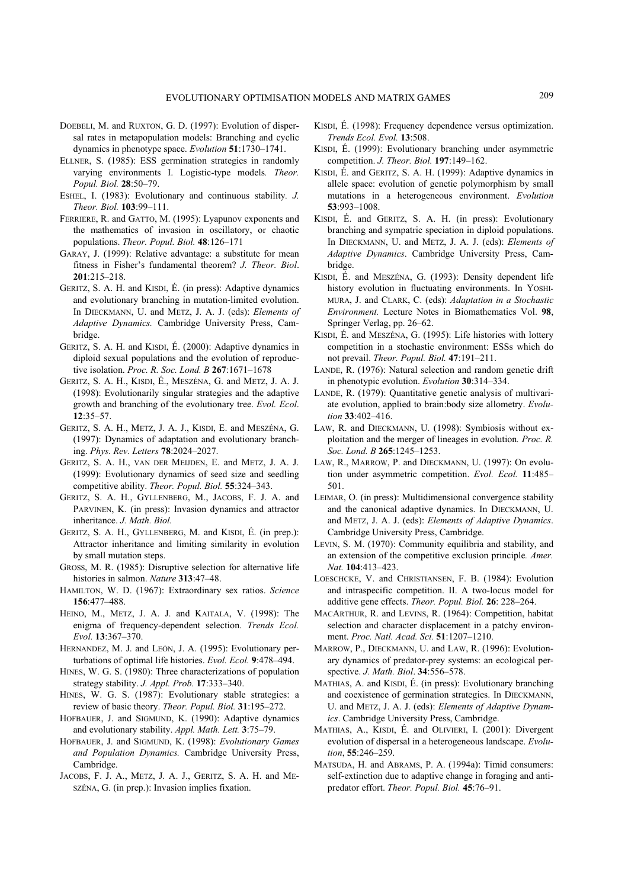DOEBELI, M. and RUXTON, G. D. (1997): Evolution of dispersal rates in metapopulation models: Branching and cyclic dynamics in phenotype space. *Evolution* **51**:1730–1741.

ELLNER, S. (1985): ESS germination strategies in randomly varying environments I. Logistic-type models*. Theor. Popul. Biol.* **28**:50–79.

ESHEL, I. (1983): Evolutionary and continuous stability*. J. Theor. Biol.* **103**:99–111.

FERRIERE, R. and GATTO, M. (1995): Lyapunov exponents and the mathematics of invasion in oscillatory, or chaotic populations. *Theor. Popul. Biol.* **48**:126–171

GARAY, J. (1999): Relative advantage: a substitute for mean fitness in Fisher's fundamental theorem? *J. Theor. Biol*. **201**:215–218.

GERITZ, S. A. H. and KISDI, É. (in press): Adaptive dynamics and evolutionary branching in mutation-limited evolution. In DIECKMANN, U. and METZ, J. A. J. (eds): *Elements of Adaptive Dynamics.* Cambridge University Press, Cambridge.

GERITZ, S. A. H. and KISDI, É. (2000): Adaptive dynamics in diploid sexual populations and the evolution of reproductive isolation. *Proc. R. Soc. Lond. B* **267**:1671–1678

GERITZ, S. A. H., KISDI, É., MESZÉNA, G. and METZ, J. A. J. (1998): Evolutionarily singular strategies and the adaptive growth and branching of the evolutionary tree. *Evol. Ecol*. **12**:35–57.

GERITZ, S. A. H., METZ, J. A. J., KISDI, E. and MESZÉNA, G. (1997): Dynamics of adaptation and evolutionary branching. *Phys. Rev. Letters* **78**:2024–2027.

GERITZ, S. A. H., VAN DER MEIJDEN, E. and METZ, J. A. J. (1999): Evolutionary dynamics of seed size and seedling competitive ability. *Theor. Popul. Biol.* **55**:324–343.

GERITZ, S. A. H., GYLLENBERG, M., JACOBS, F. J. A. and PARVINEN, K. (in press): Invasion dynamics and attractor inheritance. *J. Math. Biol.*

GERITZ, S. A. H., GYLLENBERG, M. and KISDI, É. (in prep.): Attractor inheritance and limiting similarity in evolution by small mutation steps.

GROSS, M. R. (1985): Disruptive selection for alternative life histories in salmon. *Nature* **313**:47–48.

HAMILTON, W. D. (1967): Extraordinary sex ratios. *Science* **156**:477–488.

HEINO, M., METZ, J. A. J. and KAITALA, V. (1998): The enigma of frequency-dependent selection. *Trends Ecol. Evol.* **13**:367–370.

HERNANDEZ, M. J. and LEÓN, J. A. (1995): Evolutionary perturbations of optimal life histories. *Evol. Ecol.* **9**:478–494.

HINES, W. G. S. (1980): Three characterizations of population strategy stability. *J. Appl. Prob.* **17**:333–340.

HINES, W. G. S. (1987): Evolutionary stable strategies: a review of basic theory. *Theor. Popul. Biol.* **31**:195–272.

HOFBAUER, J. and SIGMUND, K. (1990): Adaptive dynamics and evolutionary stability. *Appl. Math. Lett.* **3**:75–79.

HOFBAUER, J. and SIGMUND, K. (1998): *Evolutionary Games and Population Dynamics.* Cambridge University Press, Cambridge.

JACOBS, F. J. A., METZ, J. A. J., GERITZ, S. A. H. and MESZÉNA, G. (in prep.): Invasion implies fixation.

KISDI, É. (1998): Frequency dependence versus optimization. *Trends Ecol. Evol.* **13**:508.

KISDI, É. (1999): Evolutionary branching under asymmetric competition. *J. Theor. Biol.* **197**:149–162.

KISDI, É. and GERITZ, S. A. H. (1999): Adaptive dynamics in allele space: evolution of genetic polymorphism by small mutations in a heterogeneous environment. *Evolution* **53**:993–1008.

KISDI, É. and GERITZ, S. A. H. (in press): Evolutionary branching and sympatric speciation in diploid populations. In DIECKMANN, U. and METZ, J. A. J. (eds): *Elements of Adaptive Dynamics*. Cambridge University Press, Cambridge.

KISDI, É. and MESZÉNA, G. (1993): Density dependent life history evolution in fluctuating environments. In YOSHIMURA, J. and CLARK, C. (eds): *Adaptation in a Stochastic Environment.* Lecture Notes in Biomathematics Vol. **98**, Springer Verlag, pp. 26–62.

KISDI, É. and MESZÉNA, G. (1995): Life histories with lottery competition in a stochastic environment: ESSs which do not prevail. *Theor. Popul. Biol.* **47**:191–211.

LANDE, R. (1976): Natural selection and random genetic drift in phenotypic evolution. *Evolution* **30**:314–334.

LANDE, R. (1979): Quantitative genetic analysis of multivariate evolution, applied to brain:body size allometry. *Evolution* **33**:402–416.

LAW, R. and DIECKMANN, U. (1998): Symbiosis without exploitation and the merger of lineages in evolution*. Proc. R. Soc. Lond. B* **265**:1245–1253.

LAW, R., MARROW, P. and DIECKMANN, U. (1997): On evolution under asymmetric competition. *Evol. Ecol.* **11**:485–501.

LEIMAR, O. (in press): Multidimensional convergence stability and the canonical adaptive dynamics. In DIECKMANN, U. and METZ, J. A. J. (eds): *Elements of Adaptive Dynamics*. Cambridge University Press, Cambridge.

LEVIN, S. M. (1970): Community equilibria and stability, and an extension of the competitive exclusion principle*. Amer. Nat.* **104**:413–423.

LOESCHCKE, V. and CHRISTIANSEN, F. B. (1984): Evolution and intraspecific competition. II. A two-locus model for additive gene effects. *Theor. Popul. Biol.* **26**: 228–264.

MACARTHUR, R. and LEVINS, R. (1964): Competition, habitat selection and character displacement in a patchy environment. *Proc. Natl. Acad. Sci.* **51**:1207–1210.

MARROW, P., DIECKMANN, U. and LAW, R. (1996): Evolutionary dynamics of predator-prey systems: an ecological perspective. *J. Math. Biol*. **34**:556–578.

MATHIAS, A. and KISDI, É. (in press): Evolutionary branching and coexistence of germination strategies. In DIECKMANN, U. and METZ, J. A. J. (eds): *Elements of Adaptive Dynamics*. Cambridge University Press, Cambridge.

MATHIAS, A., KISDI, É. and OLIVIERI, I. (2001): Divergent evolution of dispersal in a heterogeneous landscape. *Evolution*, **55**:246–259.

MATSUDA, H. and ABRAMS, P. A. (1994a): Timid consumers: self-extinction due to adaptive change in foraging and antipredator effort. *Theor. Popul. Biol.* **45**:76–91.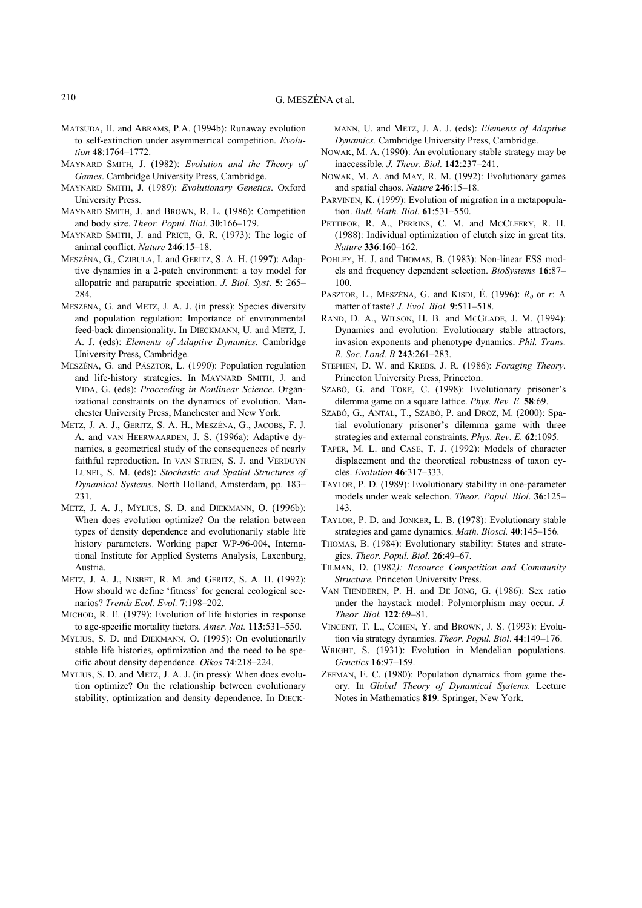MATSUDA, H. and ABRAMS, P.A. (1994b): Runaway evolution to self-extinction under asymmetrical competition. *Evolution* **48**:1764–1772.

MAYNARD SMITH, J. (1982): *Evolution and the Theory of Games*. Cambridge University Press, Cambridge.

MAYNARD SMITH, J. (1989): *Evolutionary Genetics*. Oxford University Press.

MAYNARD SMITH, J. and BROWN, R. L. (1986): Competition and body size. *Theor. Popul. Biol*. **30**:166–179.

MAYNARD SMITH, J. and PRICE, G. R. (1973): The logic of animal conflict. *Nature* **246**:15–18.

MESZÉNA, G., CZIBULA, I. and GERITZ, S. A. H. (1997): Adaptive dynamics in a 2-patch environment: a toy model for allopatric and parapatric speciation. *J. Biol. Syst*. **5**: 265–284.

MESZÉNA, G. and METZ, J. A. J. (in press): Species diversity and population regulation: Importance of environmental feed-back dimensionality. In DIECKMANN, U. and METZ, J. A. J. (eds): *Elements of Adaptive Dynamics*. Cambridge University Press, Cambridge.

MESZÉNA, G. and PÁSZTOR, L. (1990): Population regulation and life-history strategies. In MAYNARD SMITH, J. and VIDA, G. (eds): *Proceeding in Nonlinear Science*. Organizational constraints on the dynamics of evolution. Manchester University Press, Manchester and New York.

METZ, J. A. J., GERITZ, S. A. H., MESZÉNA, G., JACOBS, F. J. A. and VAN HEERWAARDEN, J. S. (1996a): Adaptive dynamics, a geometrical study of the consequences of nearly faithful reproduction. In VAN STRIEN, S. J. and VERDUYN LUNEL, S. M. (eds): *Stochastic and Spatial Structures of Dynamical Systems*. North Holland, Amsterdam, pp. 183–231.

METZ, J. A. J., MYLIUS, S. D. and DIEKMANN, O. (1996b): When does evolution optimize? On the relation between types of density dependence and evolutionarily stable life history parameters. Working paper WP-96-004, International Institute for Applied Systems Analysis, Laxenburg, Austria.

METZ, J. A. J., NISBET, R. M. and GERITZ, S. A. H. (1992): How should we define 'fitness' for general ecological scenarios? *Trends Ecol. Evol.* **7**:198–202.

MICHOD, R. E. (1979): Evolution of life histories in response to age-specific mortality factors. *Amer. Nat.* **113**:531–550.

MYLIUS, S. D. and DIEKMANN, O. (1995): On evolutionarily stable life histories, optimization and the need to be specific about density dependence. *Oikos* **74**:218–224.

MYLIUS, S. D. and METZ, J. A. J. (in press): When does evolution optimize? On the relationship between evolutionary stability, optimization and density dependence. In DIECKMANN, U. and METZ, J. A. J. (eds): *Elements of Adaptive Dynamics.* Cambridge University Press, Cambridge.

NOWAK, M. A. (1990): An evolutionary stable strategy may be inaccessible. *J. Theor. Biol.* **142**:237–241.

NOWAK, M. A. and MAY, R. M. (1992): Evolutionary games and spatial chaos. *Nature* **246**:15–18.

PARVINEN, K. (1999): Evolution of migration in a metapopulation. *Bull. Math. Biol.* **61**:531–550.

PETTIFOR, R. A., PERRINS, C. M. and MCCLEERY, R. H. (1988): Individual optimization of clutch size in great tits. *Nature* **336**:160–162.

POHLEY, H. J. and THOMAS, B. (1983): Non-linear ESS models and frequency dependent selection. *BioSystems* **16**:87–100.

PÁSZTOR, L., MESZÉNA, G. and KISDI, É. (1996): $R_0$ or $r$: A matter of taste? *J. Evol. Biol.* **9**:511–518.

RAND, D. A., WILSON, H. B. and MCGLADE, J. M. (1994): Dynamics and evolution: Evolutionary stable attractors, invasion exponents and phenotype dynamics. *Phil. Trans. R. Soc. Lond. B* **243**:261–283.

STEPHEN, D. W. and KREBS, J. R. (1986): *Foraging Theory*. Princeton University Press, Princeton.

SZABÓ, G. and TŐKE, C. (1998): Evolutionary prisoner's dilemma game on a square lattice. *Phys. Rev. E.* **58**:69.

SZABÓ, G., ANTAL, T., SZABÓ, P. and DROZ, M. (2000): Spatial evolutionary prisoner's dilemma game with three strategies and external constraints. *Phys. Rev. E.* **62**:1095.

TAPER, M. L. and CASE, T. J. (1992): Models of character displacement and the theoretical robustness of taxon cycles. *Evolution* **46**:317–333.

TAYLOR, P. D. (1989): Evolutionary stability in one-parameter models under weak selection. *Theor. Popul. Biol*. **36**:125–143.

TAYLOR, P. D. and JONKER, L. B. (1978): Evolutionary stable strategies and game dynamics. *Math. Biosci.* **40**:145–156.

THOMAS, B. (1984): Evolutionary stability: States and strategies. *Theor. Popul. Biol.* **26**:49–67.

TILMAN, D. (1982): *Resource Competition and Community Structure.* Princeton University Press.

VAN TIENDEREN, P. H. and DE JONG, G. (1986): Sex ratio under the haystack model: Polymorphism may occur. *J. Theor. Biol.* **122**:69–81.

VINCENT, T. L., COHEN, Y. and BROWN, J. S. (1993): Evolution via strategy dynamics. *Theor. Popul. Biol*. **44**:149–176.

WRIGHT, S. (1931): Evolution in Mendelian populations. *Genetics* **16**:97–159.

ZEEMAN, E. C. (1980): Population dynamics from game theory. In *Global Theory of Dynamical Systems.* Lecture Notes in Mathematics **819**. Springer, New York.